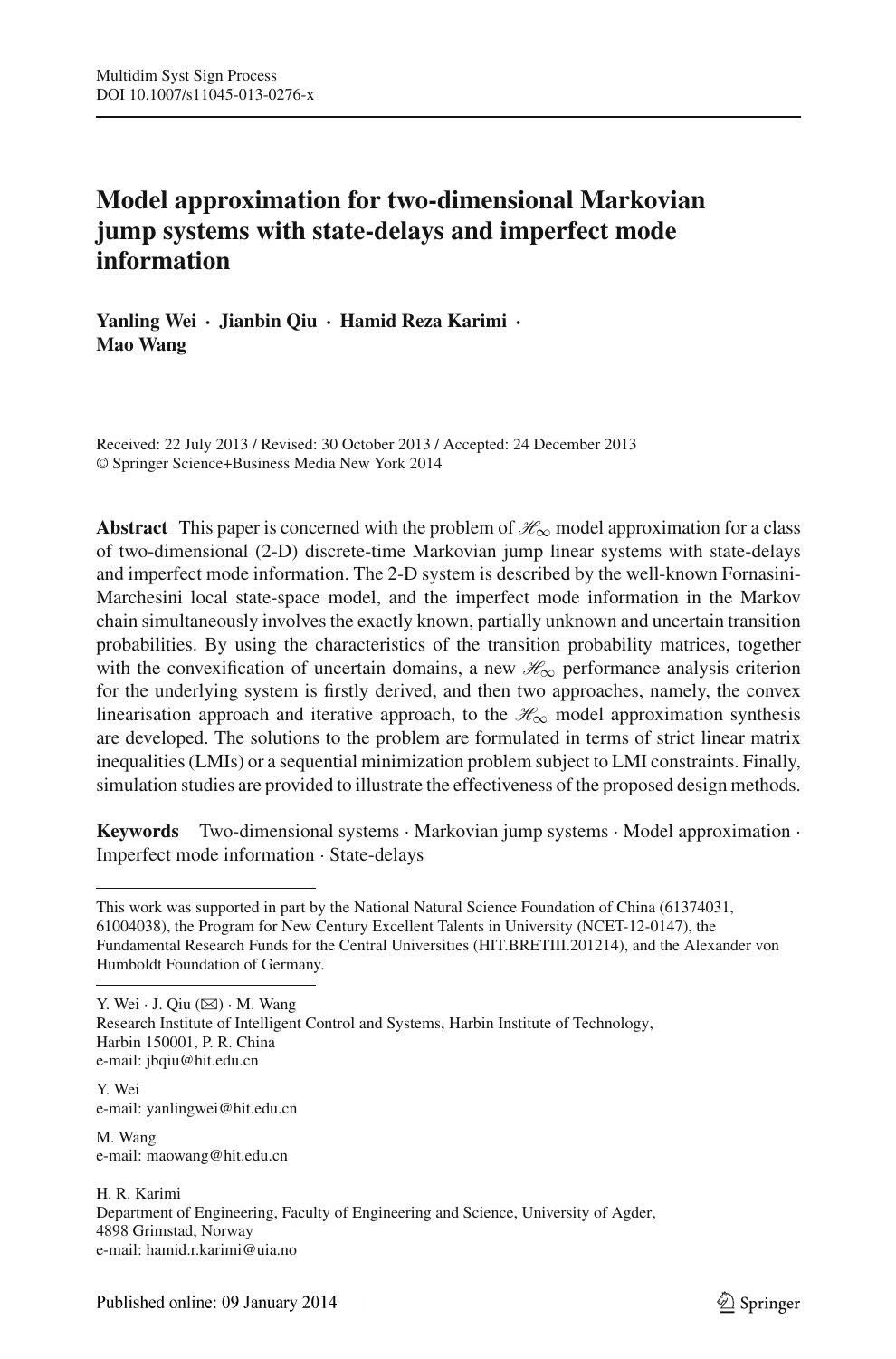# Model approximation for two-dimensional Markovian jump systems with state-delays and imperfect mode information

**Yanling Wei · Jianbin Qiu · Hamid Reza Karimi · Mao Wang**

Received: 22 July 2013 / Revised: 30 October 2013 / Accepted: 24 December 2013
© Springer Science+Business Media New York 2014

**Abstract** This paper is concerned with the problem of $\mathscr{H}_\infty$ model approximation for a class of two-dimensional (2-D) discrete-time Markovian jump linear systems with state-delays and imperfect mode information. The 2-D system is described by the well-known Fornasini-Marchesini local state-space model, and the imperfect mode information in the Markov chain simultaneously involves the exactly known, partially unknown and uncertain transition probabilities. By using the characteristics of the transition probability matrices, together with the convexification of uncertain domains, a new $\mathscr{H}_\infty$ performance analysis criterion for the underlying system is firstly derived, and then two approaches, namely, the convex linearisation approach and iterative approach, to the $\mathscr{H}_\infty$ model approximation synthesis are developed. The solutions to the problem are formulated in terms of strict linear matrix inequalities (LMIs) or a sequential minimization problem subject to LMI constraints. Finally, simulation studies are provided to illustrate the effectiveness of the proposed design methods.

**Keywords** Two-dimensional systems · Markovian jump systems · Model approximation · Imperfect mode information · State-delays

---

This work was supported in part by the National Natural Science Foundation of China (61374031, 61004038), the Program for New Century Excellent Talents in University (NCET-12-0147), the Fundamental Research Funds for the Central Universities (HIT.BRETIII.201214), and the Alexander von Humboldt Foundation of Germany.

---

Y. Wei · J. Qiu (✉) · M. Wang
Research Institute of Intelligent Control and Systems, Harbin Institute of Technology, Harbin 150001, P. R. China
e-mail: jbqiu@hit.edu.cn

Y. Wei
e-mail: yanlingwei@hit.edu.cn

M. Wang
e-mail: maowang@hit.edu.cn

H. R. Karimi
Department of Engineering, Faculty of Engineering and Science, University of Agder, 4898 Grimstad, Norway
e-mail: hamid.r.karimi@uia.no

Published online: 09 January 2014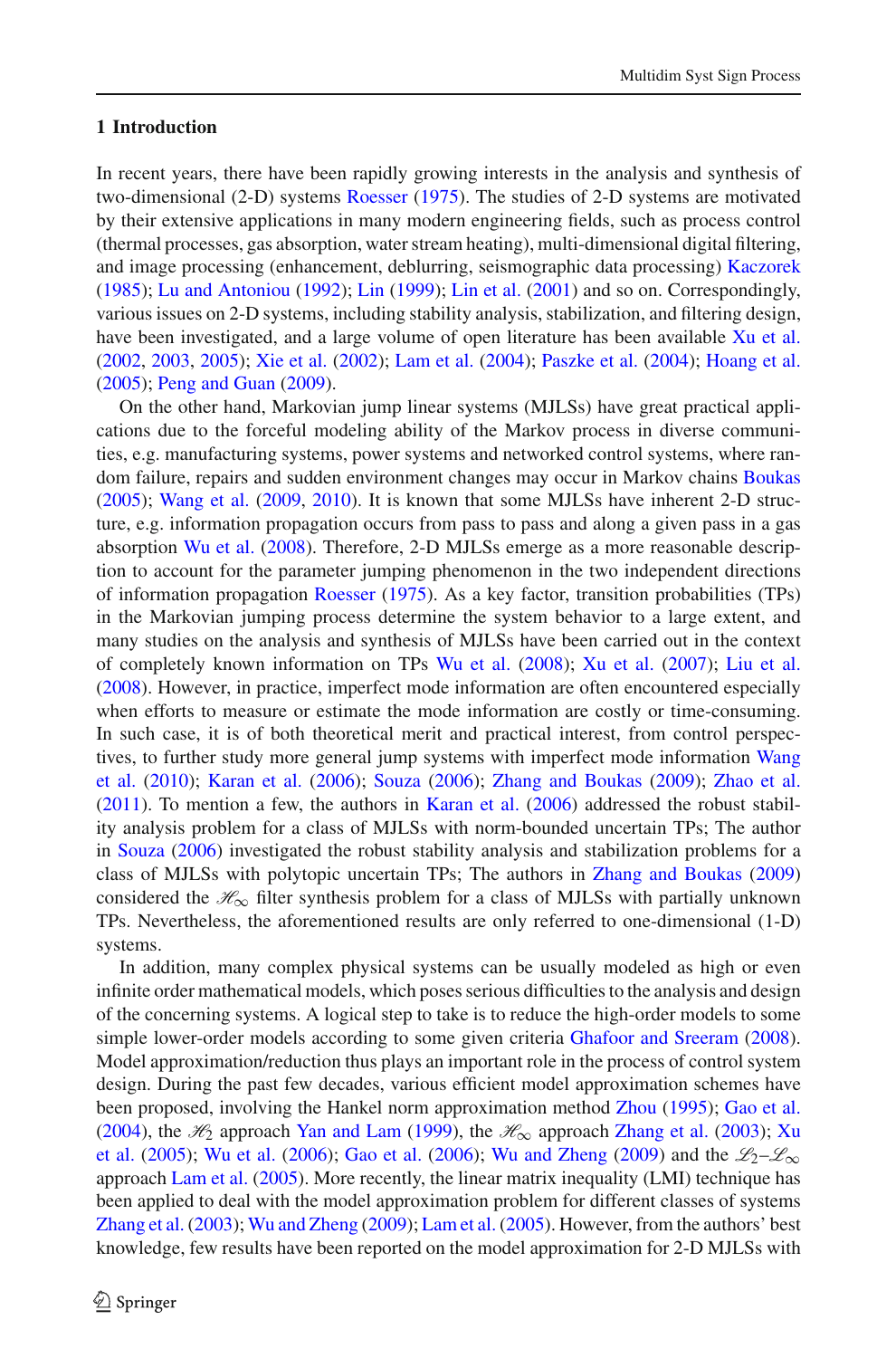## 1 Introduction

In recent years, there have been rapidly growing interests in the analysis and synthesis of two-dimensional (2-D) systems Roesser (1975). The studies of 2-D systems are motivated by their extensive applications in many modern engineering fields, such as process control (thermal processes, gas absorption, water stream heating), multi-dimensional digital filtering, and image processing (enhancement, deblurring, seismographic data processing) Kaczorek (1985); Lu and Antoniou (1992); Lin (1999); Lin et al. (2001) and so on. Correspondingly, various issues on 2-D systems, including stability analysis, stabilization, and filtering design, have been investigated, and a large volume of open literature has been available Xu et al. (2002, 2003, 2005); Xie et al. (2002); Lam et al. (2004); Paszke et al. (2004); Hoang et al. (2005); Peng and Guan (2009).

On the other hand, Markovian jump linear systems (MJLSs) have great practical applications due to the forceful modeling ability of the Markov process in diverse communities, e.g. manufacturing systems, power systems and networked control systems, where random failure, repairs and sudden environment changes may occur in Markov chains Boukas (2005); Wang et al. (2009, 2010). It is known that some MJLSs have inherent 2-D structure, e.g. information propagation occurs from pass to pass and along a given pass in a gas absorption Wu et al. (2008). Therefore, 2-D MJLSs emerge as a more reasonable description to account for the parameter jumping phenomenon in the two independent directions of information propagation Roesser (1975). As a key factor, transition probabilities (TPs) in the Markovian jumping process determine the system behavior to a large extent, and many studies on the analysis and synthesis of MJLSs have been carried out in the context of completely known information on TPs Wu et al. (2008); Xu et al. (2007); Liu et al. (2008). However, in practice, imperfect mode information are often encountered especially when efforts to measure or estimate the mode information are costly or time-consuming. In such case, it is of both theoretical merit and practical interest, from control perspectives, to further study more general jump systems with imperfect mode information Wang et al. (2010); Karan et al. (2006); Souza (2006); Zhang and Boukas (2009); Zhao et al. (2011). To mention a few, the authors in Karan et al. (2006) addressed the robust stability analysis problem for a class of MJLSs with norm-bounded uncertain TPs; The author in Souza (2006) investigated the robust stability analysis and stabilization problems for a class of MJLSs with polytopic uncertain TPs; The authors in Zhang and Boukas (2009) considered the $\mathscr{H}_\infty$ filter synthesis problem for a class of MJLSs with partially unknown TPs. Nevertheless, the aforementioned results are only referred to one-dimensional (1-D) systems.

In addition, many complex physical systems can be usually modeled as high or even infinite order mathematical models, which poses serious difficulties to the analysis and design of the concerning systems. A logical step to take is to reduce the high-order models to some simple lower-order models according to some given criteria Ghafoor and Sreeram (2008). Model approximation/reduction thus plays an important role in the process of control system design. During the past few decades, various efficient model approximation schemes have been proposed, involving the Hankel norm approximation method Zhou (1995); Gao et al. (2004), the $\mathscr{H}_2$ approach Yan and Lam (1999), the $\mathscr{H}_\infty$ approach Zhang et al. (2003); Xu et al. (2005); Wu et al. (2006); Gao et al. (2006); Wu and Zheng (2009) and the $\mathscr{L}_2$–$\mathscr{L}_\infty$ approach Lam et al. (2005). More recently, the linear matrix inequality (LMI) technique has been applied to deal with the model approximation problem for different classes of systems Zhang et al. (2003); Wu and Zheng (2009); Lam et al. (2005). However, from the authors' best knowledge, few results have been reported on the model approximation for 2-D MJLSs with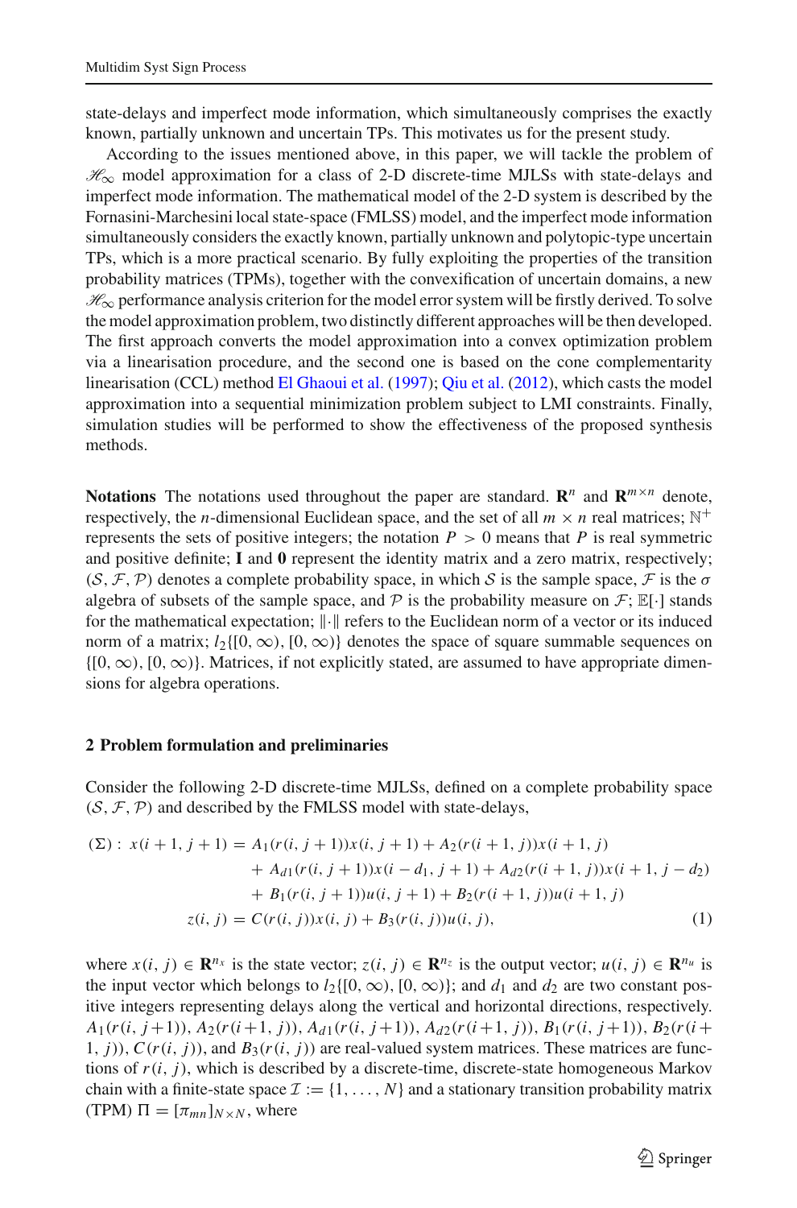state-delays and imperfect mode information, which simultaneously comprises the exactly known, partially unknown and uncertain TPs. This motivates us for the present study.

According to the issues mentioned above, in this paper, we will tackle the problem of $\mathscr{H}_\infty$ model approximation for a class of 2-D discrete-time MJLSs with state-delays and imperfect mode information. The mathematical model of the 2-D system is described by the Fornasini-Marchesini local state-space (FMLSS) model, and the imperfect mode information simultaneously considers the exactly known, partially unknown and polytopic-type uncertain TPs, which is a more practical scenario. By fully exploiting the properties of the transition probability matrices (TPMs), together with the convexification of uncertain domains, a new $\mathscr{H}_\infty$ performance analysis criterion for the model error system will be firstly derived. To solve the model approximation problem, two distinctly different approaches will be then developed. The first approach converts the model approximation into a convex optimization problem via a linearisation procedure, and the second one is based on the cone complementarity linearisation (CCL) method El Ghaoui et al. (1997); Qiu et al. (2012), which casts the model approximation into a sequential minimization problem subject to LMI constraints. Finally, simulation studies will be performed to show the effectiveness of the proposed synthesis methods.

**Notations** The notations used throughout the paper are standard. $\mathbf{R}^n$ and $\mathbf{R}^{m\times n}$ denote, respectively, the $n$-dimensional Euclidean space, and the set of all $m \times n$ real matrices; $\mathbb{N}^+$ represents the sets of positive integers; the notation $P > 0$ means that $P$ is real symmetric and positive definite; $\mathbf{I}$ and $\mathbf{0}$ represent the identity matrix and a zero matrix, respectively; $(\mathcal{S}, \mathcal{F}, \mathcal{P})$ denotes a complete probability space, in which $\mathcal{S}$ is the sample space, $\mathcal{F}$ is the $\sigma$ algebra of subsets of the sample space, and $\mathcal{P}$ is the probability measure on $\mathcal{F}$; $\mathbb{E}[\cdot]$ stands for the mathematical expectation; $\|\cdot\|$ refers to the Euclidean norm of a vector or its induced norm of a matrix; $l_2\{[0,\infty), [0,\infty)\}$ denotes the space of square summable sequences on $\{[0,\infty), [0,\infty)\}$. Matrices, if not explicitly stated, are assumed to have appropriate dimensions for algebra operations.

## 2 Problem formulation and preliminaries

Consider the following 2-D discrete-time MJLSs, defined on a complete probability space $(\mathcal{S}, \mathcal{F}, \mathcal{P})$ and described by the FMLSS model with state-delays,

$$
\begin{aligned}
(\Sigma):\ x(i+1, j+1) &= A_1(r(i, j+1))x(i, j+1) + A_2(r(i+1, j))x(i+1, j) \\
&\quad + A_{d1}(r(i, j+1))x(i-d_1, j+1) + A_{d2}(r(i+1, j))x(i+1, j-d_2) \\
&\quad + B_1(r(i, j+1))u(i, j+1) + B_2(r(i+1, j))u(i+1, j) \\
z(i, j) &= C(r(i, j))x(i, j) + B_3(r(i, j))u(i, j), \qquad (1)
\end{aligned}
$$

where $x(i, j) \in \mathbf{R}^{n_x}$ is the state vector; $z(i, j) \in \mathbf{R}^{n_z}$ is the output vector; $u(i, j) \in \mathbf{R}^{n_u}$ is the input vector which belongs to $l_2\{[0,\infty), [0,\infty)\}$; and $d_1$ and $d_2$ are two constant positive integers representing delays along the vertical and horizontal directions, respectively. $A_1(r(i, j+1))$, $A_2(r(i+1, j))$, $A_{d1}(r(i, j+1))$, $A_{d2}(r(i+1, j))$, $B_1(r(i, j+1))$, $B_2(r(i+1, j))$, $C(r(i, j))$, and $B_3(r(i, j))$ are real-valued system matrices. These matrices are functions of $r(i, j)$, which is described by a discrete-time, discrete-state homogeneous Markov chain with a finite-state space $\mathcal{I} := \{1, \ldots, N\}$ and a stationary transition probability matrix (TPM) $\Pi = [\pi_{mn}]_{N\times N}$, where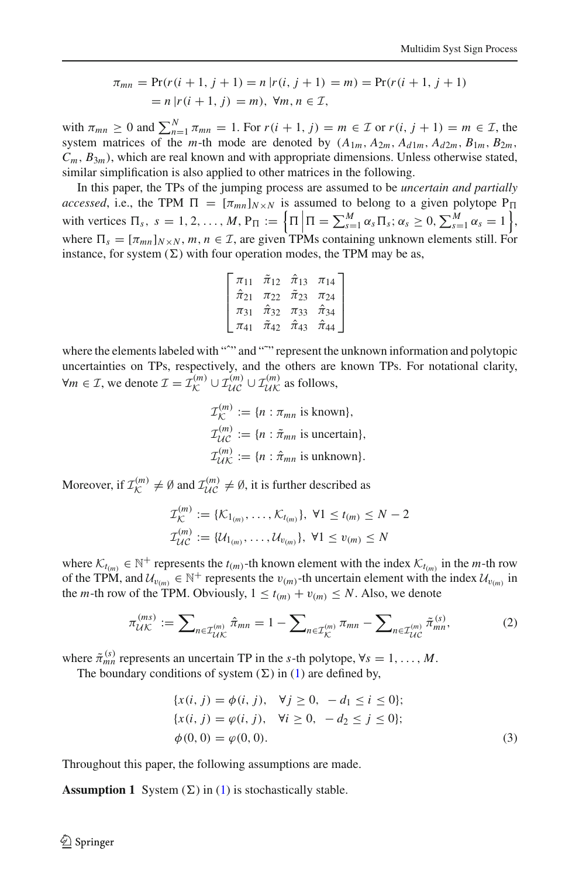$$\pi_{mn} = \Pr(r(i+1, j+1) = n \,|r(i, j+1) = m) = \Pr(r(i+1, j+1) = n \,|r(i+1, j) = m), \ \forall m, n \in \mathcal{I},$$

with $\pi_{mn} \geq 0$ and $\sum_{n=1}^{N} \pi_{mn} = 1$. For $r(i+1, j) = m \in \mathcal{I}$ or $r(i, j+1) = m \in \mathcal{I}$, the system matrices of the $m$-th mode are denoted by $(A_{1m}, A_{2m}, A_{d1m}, A_{d2m}, B_{1m}, B_{2m}, C_m, B_{3m})$, which are real known and with appropriate dimensions. Unless otherwise stated, similar simplification is also applied to other matrices in the following.

In this paper, the TPs of the jumping process are assumed to be *uncertain and partially accessed*, i.e., the TPM $\Pi = [\pi_{mn}]_{N \times N}$ is assumed to belong to a given polytope $\mathrm{P}_\Pi$ with vertices $\Pi_s$, $s = 1, 2, \ldots, M$, $\mathrm{P}_\Pi := \left\{\Pi \,\middle|\, \Pi = \sum_{s=1}^{M} \alpha_s \Pi_s; \alpha_s \geq 0, \sum_{s=1}^{M} \alpha_s = 1\right\}$, where $\Pi_s = [\pi_{mn}]_{N \times N}$, $m, n \in \mathcal{I}$, are given TPMs containing unknown elements still. For instance, for system $(\Sigma)$ with four operation modes, the TPM may be as,

$$\begin{bmatrix} \pi_{11} & \tilde{\pi}_{12} & \hat{\pi}_{13} & \pi_{14} \\ \hat{\pi}_{21} & \pi_{22} & \tilde{\pi}_{23} & \pi_{24} \\ \pi_{31} & \hat{\pi}_{32} & \pi_{33} & \hat{\pi}_{34} \\ \pi_{41} & \tilde{\pi}_{42} & \hat{\pi}_{43} & \hat{\pi}_{44} \end{bmatrix}$$

where the elements labeled with "ˆ" and "˜" represent the unknown information and polytopic uncertainties on TPs, respectively, and the others are known TPs. For notational clarity, $\forall m \in \mathcal{I}$, we denote $\mathcal{I} = \mathcal{I}_{\mathcal{K}}^{(m)} \cup \mathcal{I}_{\mathcal{UC}}^{(m)} \cup \mathcal{I}_{\mathcal{UK}}^{(m)}$ as follows,

$$\mathcal{I}_{\mathcal{K}}^{(m)} := \{n : \pi_{mn} \text{ is known}\},$$
$$\mathcal{I}_{\mathcal{UC}}^{(m)} := \{n : \tilde{\pi}_{mn} \text{ is uncertain}\},$$
$$\mathcal{I}_{\mathcal{UK}}^{(m)} := \{n : \hat{\pi}_{mn} \text{ is unknown}\}.$$

Moreover, if $\mathcal{I}_{\mathcal{K}}^{(m)} \neq \emptyset$ and $\mathcal{I}_{\mathcal{UC}}^{(m)} \neq \emptyset$, it is further described as

$$\mathcal{I}_{\mathcal{K}}^{(m)} := \{\mathcal{K}_{1_{(m)}}, \ldots, \mathcal{K}_{t_{(m)}}\}, \ \forall 1 \leq t_{(m)} \leq N-2$$
$$\mathcal{I}_{\mathcal{UC}}^{(m)} := \{\mathcal{U}_{1_{(m)}}, \ldots, \mathcal{U}_{v_{(m)}}\}, \ \forall 1 \leq v_{(m)} \leq N$$

where $\mathcal{K}_{t_{(m)}} \in \mathbb{N}^+$ represents the $t_{(m)}$-th known element with the index $\mathcal{K}_{t_{(m)}}$ in the $m$-th row of the TPM, and $\mathcal{U}_{v_{(m)}} \in \mathbb{N}^+$ represents the $v_{(m)}$-th uncertain element with the index $\mathcal{U}_{v_{(m)}}$ in the $m$-th row of the TPM. Obviously, $1 \leq t_{(m)} + v_{(m)} \leq N$. Also, we denote

$$\pi_{\mathcal{UK}}^{(ms)} := \sum\nolimits_{n \in \mathcal{I}_{\mathcal{UK}}^{(m)}} \hat{\pi}_{mn} = 1 - \sum\nolimits_{n \in \mathcal{I}_{\mathcal{K}}^{(m)}} \pi_{mn} - \sum\nolimits_{n \in \mathcal{I}_{\mathcal{UC}}^{(m)}} \tilde{\pi}_{mn}^{(s)}, \tag{2}$$

where $\tilde{\pi}_{mn}^{(s)}$ represents an uncertain TP in the $s$-th polytope, $\forall s = 1, \ldots, M$.

The boundary conditions of system $(\Sigma)$ in (1) are defined by,

$$\begin{aligned} &\{x(i, j) = \phi(i, j), \quad \forall j \geq 0, \ -d_1 \leq i \leq 0\}; \\ &\{x(i, j) = \varphi(i, j), \quad \forall i \geq 0, \ -d_2 \leq j \leq 0\}; \\ &\phi(0, 0) = \varphi(0, 0). \end{aligned} \tag{3}$$

Throughout this paper, the following assumptions are made.

**Assumption 1** System $(\Sigma)$ in (1) is stochastically stable.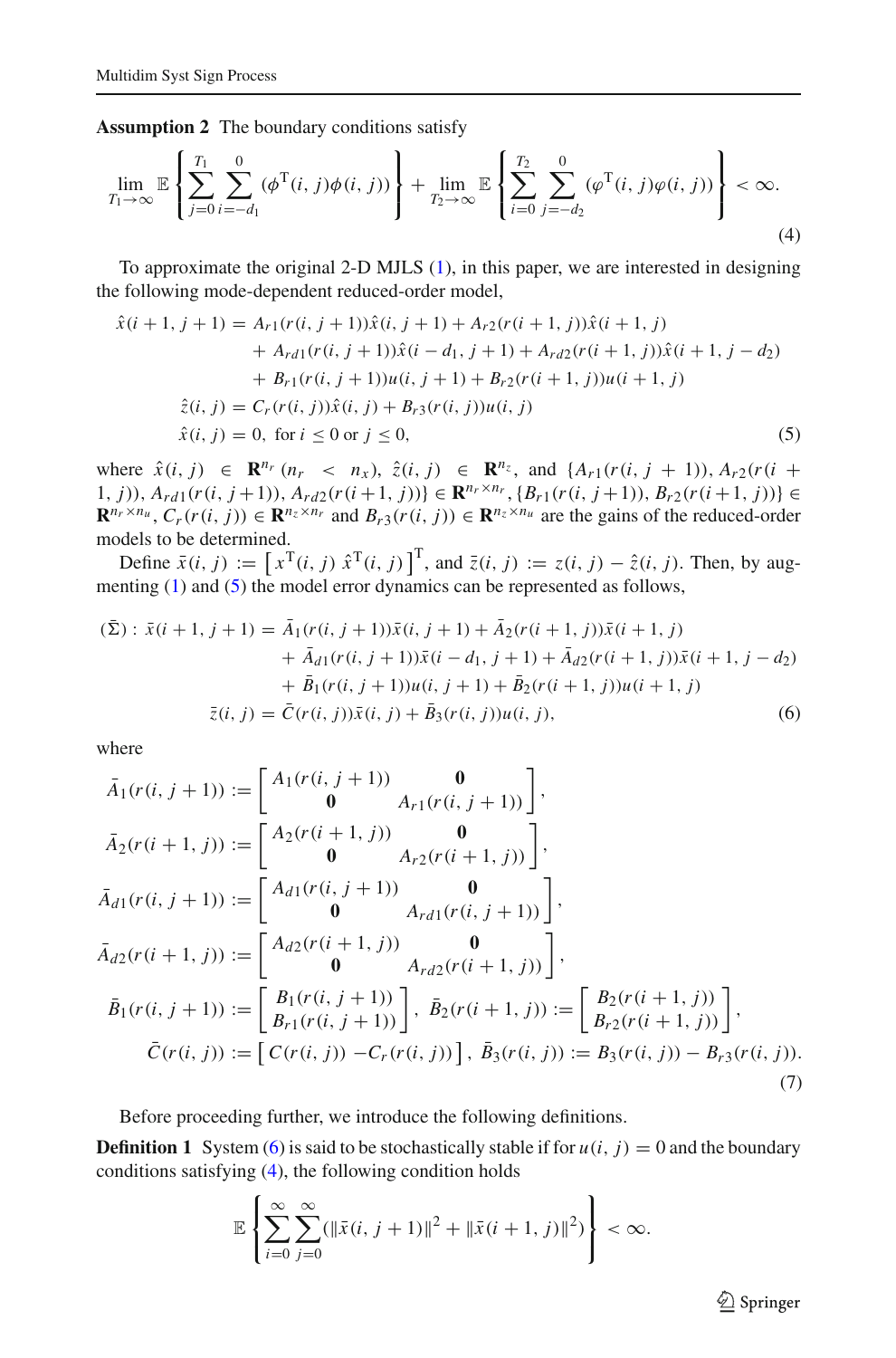**Assumption 2** The boundary conditions satisfy

$$\lim_{T_1\to\infty}\mathbb{E}\left\{\sum_{j=0}^{T_1}\sum_{i=-d_1}^{0}(\phi^{\mathrm{T}}(i,j)\phi(i,j))\right\}+\lim_{T_2\to\infty}\mathbb{E}\left\{\sum_{i=0}^{T_2}\sum_{j=-d_2}^{0}(\varphi^{\mathrm{T}}(i,j)\varphi(i,j))\right\}<\infty. \tag{4}$$

To approximate the original 2-D MJLS (1), in this paper, we are interested in designing the following mode-dependent reduced-order model,

$$\begin{aligned}
\hat{x}(i+1,j+1) &= A_{r1}(r(i,j+1))\hat{x}(i,j+1)+A_{r2}(r(i+1,j))\hat{x}(i+1,j)\\
&\quad + A_{rd1}(r(i,j+1))\hat{x}(i-d_1,j+1)+A_{rd2}(r(i+1,j))\hat{x}(i+1,j-d_2)\\
&\quad + B_{r1}(r(i,j+1))u(i,j+1)+B_{r2}(r(i+1,j))u(i+1,j)\\
\hat{z}(i,j) &= C_r(r(i,j))\hat{x}(i,j)+B_{r3}(r(i,j))u(i,j)\\
\hat{x}(i,j) &= 0,\ \text{for } i\le 0 \text{ or } j\le 0,
\end{aligned} \tag{5}$$

where $\hat{x}(i,j)\in\mathbf{R}^{n_r}$ $(n_r<n_x)$, $\hat{z}(i,j)\in\mathbf{R}^{n_z}$, and $\{A_{r1}(r(i,j+1)), A_{r2}(r(i+1,j)), A_{rd1}(r(i,j+1)), A_{rd2}(r(i+1,j))\}\in\mathbf{R}^{n_r\times n_r}$, $\{B_{r1}(r(i,j+1)), B_{r2}(r(i+1,j))\}\in\mathbf{R}^{n_r\times n_u}$, $C_r(r(i,j))\in\mathbf{R}^{n_z\times n_r}$ and $B_{r3}(r(i,j))\in\mathbf{R}^{n_z\times n_u}$ are the gains of the reduced-order models to be determined.

Define $\bar{x}(i,j):=\left[x^{\mathrm{T}}(i,j)\ \hat{x}^{\mathrm{T}}(i,j)\right]^{\mathrm{T}}$, and $\bar{z}(i,j):=z(i,j)-\hat{z}(i,j)$. Then, by augmenting (1) and (5) the model error dynamics can be represented as follows,

$$\begin{aligned}
(\bar{\Sigma}):\ \bar{x}(i+1,j+1) &= \bar{A}_1(r(i,j+1))\bar{x}(i,j+1)+\bar{A}_2(r(i+1,j))\bar{x}(i+1,j)\\
&\quad+\bar{A}_{d1}(r(i,j+1))\bar{x}(i-d_1,j+1)+\bar{A}_{d2}(r(i+1,j))\bar{x}(i+1,j-d_2)\\
&\quad+\bar{B}_1(r(i,j+1))u(i,j+1)+\bar{B}_2(r(i+1,j))u(i+1,j)\\
\bar{z}(i,j) &= \bar{C}(r(i,j))\bar{x}(i,j)+\bar{B}_3(r(i,j))u(i,j),
\end{aligned} \tag{6}$$

where

$$\begin{aligned}
\bar{A}_1(r(i,j+1)) &:= \begin{bmatrix} A_1(r(i,j+1)) & \mathbf{0}\\ \mathbf{0} & A_{r1}(r(i,j+1))\end{bmatrix},\\
\bar{A}_2(r(i+1,j)) &:= \begin{bmatrix} A_2(r(i+1,j)) & \mathbf{0}\\ \mathbf{0} & A_{r2}(r(i+1,j))\end{bmatrix},\\
\bar{A}_{d1}(r(i,j+1)) &:= \begin{bmatrix} A_{d1}(r(i,j+1)) & \mathbf{0}\\ \mathbf{0} & A_{rd1}(r(i,j+1))\end{bmatrix},\\
\bar{A}_{d2}(r(i+1,j)) &:= \begin{bmatrix} A_{d2}(r(i+1,j)) & \mathbf{0}\\ \mathbf{0} & A_{rd2}(r(i+1,j))\end{bmatrix},\\
\bar{B}_1(r(i,j+1)) &:= \begin{bmatrix} B_1(r(i,j+1))\\ B_{r1}(r(i,j+1))\end{bmatrix},\ \bar{B}_2(r(i+1,j)) := \begin{bmatrix} B_2(r(i+1,j))\\ B_{r2}(r(i+1,j))\end{bmatrix},\\
\bar{C}(r(i,j)) &:= \begin{bmatrix} C(r(i,j)) & -C_r(r(i,j))\end{bmatrix},\ \bar{B}_3(r(i,j)) := B_3(r(i,j))-B_{r3}(r(i,j)).
\end{aligned} \tag{7}$$

Before proceeding further, we introduce the following definitions.

**Definition 1** System (6) is said to be stochastically stable if for $u(i,j)=0$ and the boundary conditions satisfying (4), the following condition holds

$$\mathbb{E}\left\{\sum_{i=0}^{\infty}\sum_{j=0}^{\infty}(\|\bar{x}(i,j+1)\|^2+\|\bar{x}(i+1,j)\|^2)\right\}<\infty.$$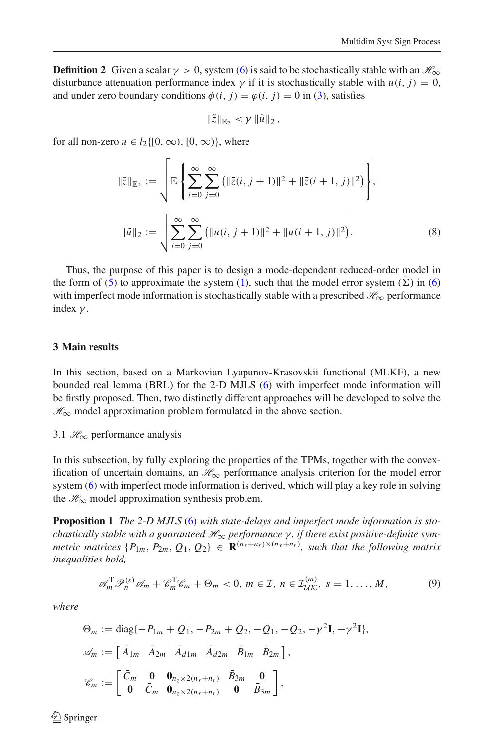**Definition 2** Given a scalar $\gamma > 0$, system (6) is said to be stochastically stable with an $\mathscr{H}_\infty$ disturbance attenuation performance index $\gamma$ if it is stochastically stable with $u(i, j) = 0$, and under zero boundary conditions $\phi(i, j) = \varphi(i, j) = 0$ in (3), satisfies

$$\|\tilde{z}\|_{\mathbb{E}_2} < \gamma \, \|\tilde{u}\|_2 ,$$

for all non-zero $u \in l_2\{[0, \infty), [0, \infty)\}$, where

$$\|\tilde{z}\|_{\mathbb{E}_2} := \sqrt{\mathbb{E}\left\{\sum_{i=0}^{\infty}\sum_{j=0}^{\infty}\left(\|\bar{z}(i, j+1)\|^2 + \|\bar{z}(i+1, j)\|^2\right)\right\}},$$

$$\|\tilde{u}\|_2 := \sqrt{\sum_{i=0}^{\infty}\sum_{j=0}^{\infty}\left(\|u(i, j+1)\|^2 + \|u(i+1, j)\|^2\right)}. \tag{8}$$

Thus, the purpose of this paper is to design a mode-dependent reduced-order model in the form of (5) to approximate the system (1), such that the model error system $(\bar{\Sigma})$ in (6) with imperfect mode information is stochastically stable with a prescribed $\mathscr{H}_\infty$ performance index $\gamma$.

## 3 Main results

In this section, based on a Markovian Lyapunov-Krasovskii functional (MLKF), a new bounded real lemma (BRL) for the 2-D MJLS (6) with imperfect mode information will be firstly proposed. Then, two distinctly different approaches will be developed to solve the $\mathscr{H}_\infty$ model approximation problem formulated in the above section.

### 3.1 $\mathscr{H}_\infty$ performance analysis

In this subsection, by fully exploring the properties of the TPMs, together with the convexification of uncertain domains, an $\mathscr{H}_\infty$ performance analysis criterion for the model error system (6) with imperfect mode information is derived, which will play a key role in solving the $\mathscr{H}_\infty$ model approximation synthesis problem.

**Proposition 1** *The 2-D MJLS (6) with state-delays and imperfect mode information is stochastically stable with a guaranteed $\mathscr{H}_\infty$ performance $\gamma$, if there exist positive-definite symmetric matrices $\{P_{1m}, P_{2m}, Q_1, Q_2\} \in \mathbf{R}^{(n_x+n_r)\times(n_x+n_r)}$, such that the following matrix inequalities hold,*

$$\mathscr{A}_m^{\mathrm{T}}\mathscr{P}_n^{(s)}\mathscr{A}_m + \mathscr{C}_m^{\mathrm{T}}\mathscr{C}_m + \Theta_m < 0,\ m \in \mathcal{I},\ n \in \mathcal{I}_{\mathcal{UK}}^{(m)},\ s = 1, \ldots, M, \tag{9}$$

*where*

$$\Theta_m := \mathrm{diag}\{-P_{1m} + Q_1, -P_{2m} + Q_2, -Q_1, -Q_2, -\gamma^2\mathbf{I}, -\gamma^2\mathbf{I}\},$$

$$\mathscr{A}_m := \begin{bmatrix} \bar{A}_{1m} & \bar{A}_{2m} & \bar{A}_{d1m} & \bar{A}_{d2m} & \bar{B}_{1m} & \bar{B}_{2m} \end{bmatrix},$$

$$\mathscr{C}_m := \begin{bmatrix} \bar{C}_m & \mathbf{0} & \mathbf{0}_{n_z\times 2(n_x+n_r)} & \bar{B}_{3m} & \mathbf{0} \\ \mathbf{0} & \bar{C}_m & \mathbf{0}_{n_z\times 2(n_x+n_r)} & \mathbf{0} & \bar{B}_{3m} \end{bmatrix},$$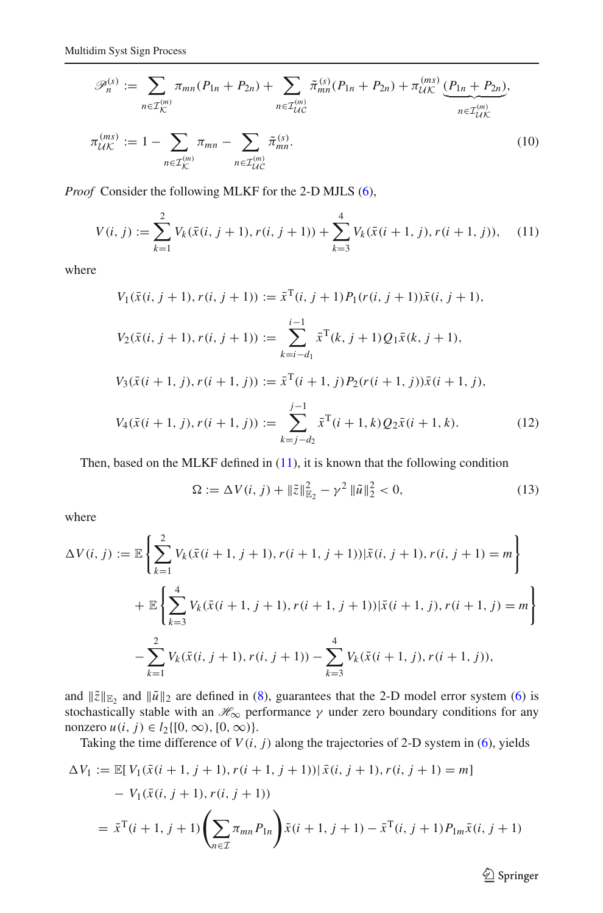$$
\mathscr{P}_n^{(s)} := \sum_{n\in\mathcal{I}_{\mathcal{K}}^{(m)}} \pi_{mn}(P_{1n}+P_{2n}) + \sum_{n\in\mathcal{I}_{\mathcal{UC}}^{(m)}} \tilde{\pi}_{mn}^{(s)}(P_{1n}+P_{2n}) + \pi_{\mathcal{UK}}^{(ms)} \underbrace{(P_{1n}+P_{2n})}_{n\in\mathcal{I}_{\mathcal{UK}}^{(m)}},
$$

$$
\pi_{\mathcal{UK}}^{(ms)} := 1 - \sum_{n\in\mathcal{I}_{\mathcal{K}}^{(m)}} \pi_{mn} - \sum_{n\in\mathcal{I}_{\mathcal{UC}}^{(m)}} \tilde{\pi}_{mn}^{(s)}. \tag{10}
$$

*Proof* Consider the following MLKF for the 2-D MJLS (6),

$$
V(i,j) := \sum_{k=1}^{2} V_k(\bar{x}(i,j+1), r(i,j+1)) + \sum_{k=3}^{4} V_k(\bar{x}(i+1,j), r(i+1,j)), \tag{11}
$$

where

$$
\begin{aligned}
V_1(\bar{x}(i,j+1), r(i,j+1)) &:= \bar{x}^{\mathrm{T}}(i,j+1)P_1(r(i,j+1))\bar{x}(i,j+1),\\
V_2(\bar{x}(i,j+1), r(i,j+1)) &:= \sum_{k=i-d_1}^{i-1} \bar{x}^{\mathrm{T}}(k,j+1)Q_1\bar{x}(k,j+1),\\
V_3(\bar{x}(i+1,j), r(i+1,j)) &:= \bar{x}^{\mathrm{T}}(i+1,j)P_2(r(i+1,j))\bar{x}(i+1,j),\\
V_4(\bar{x}(i+1,j), r(i+1,j)) &:= \sum_{k=j-d_2}^{j-1} \bar{x}^{\mathrm{T}}(i+1,k)Q_2\bar{x}(i+1,k).
\end{aligned} \tag{12}
$$

Then, based on the MLKF defined in (11), it is known that the following condition

$$
\Omega := \Delta V(i,j) + \|\tilde{z}\|_{\mathbb{E}_2}^2 - \gamma^2 \|\tilde{u}\|_2^2 < 0, \tag{13}
$$

where

$$
\begin{aligned}
\Delta V(i,j) &:= \mathbb{E}\left\{ \sum_{k=1}^{2} V_k(\bar{x}(i+1,j+1), r(i+1,j+1)) \,|\, \bar{x}(i,j+1), r(i,j+1) = m \right\}\\
&\quad + \mathbb{E}\left\{ \sum_{k=3}^{4} V_k(\bar{x}(i+1,j+1), r(i+1,j+1)) \,|\, \bar{x}(i+1,j), r(i+1,j) = m \right\}\\
&\quad - \sum_{k=1}^{2} V_k(\bar{x}(i,j+1), r(i,j+1)) - \sum_{k=3}^{4} V_k(\bar{x}(i+1,j), r(i+1,j)),
\end{aligned}
$$

and $\|\tilde{z}\|_{\mathbb{E}_2}$ and $\|\tilde{u}\|_2$ are defined in (8), guarantees that the 2-D model error system (6) is stochastically stable with an $\mathscr{H}_\infty$ performance $\gamma$ under zero boundary conditions for any nonzero $u(i,j) \in l_2\{[0,\infty), [0,\infty)\}$.

Taking the time difference of $V(i,j)$ along the trajectories of 2-D system in (6), yields

$$
\begin{aligned}
\Delta V_1 &:= \mathbb{E}[\, V_1(\bar{x}(i+1,j+1), r(i+1,j+1)) \,|\, \bar{x}(i,j+1), r(i,j+1) = m]\\
&\quad - V_1(\bar{x}(i,j+1), r(i,j+1))\\
&= \bar{x}^{\mathrm{T}}(i+1,j+1)\left( \sum_{n\in\mathcal{I}} \pi_{mn} P_{1n} \right) \bar{x}(i+1,j+1) - \bar{x}^{\mathrm{T}}(i,j+1)P_{1m}\bar{x}(i,j+1)
\end{aligned}
$$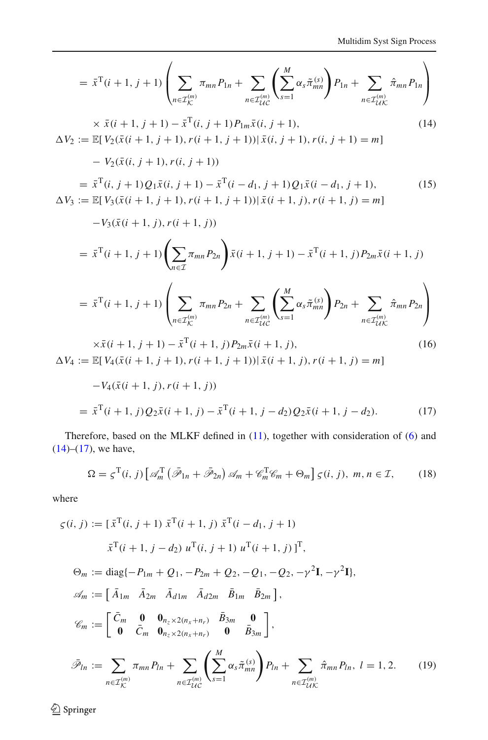$$= \bar{x}^{\mathrm{T}}(i+1,j+1)\left(\sum_{n\in\mathcal{I}_{\mathcal{K}}^{(m)}}\pi_{mn}P_{1n}+\sum_{n\in\mathcal{I}_{\mathcal{UC}}^{(m)}}\left(\sum_{s=1}^{M}\alpha_s\tilde{\pi}_{mn}^{(s)}\right)P_{1n}+\sum_{n\in\mathcal{I}_{\mathcal{UK}}^{(m)}}\hat{\pi}_{mn}P_{1n}\right)$$

$$\times\ \bar{x}(i+1,j+1)-\bar{x}^{\mathrm{T}}(i,j+1)P_{1m}\bar{x}(i,j+1), \tag{14}$$

$$\Delta V_2 := \mathbb{E}[\,V_2(\bar{x}(i+1,j+1),r(i+1,j+1))\,|\,\bar{x}(i,j+1),r(i,j+1)=m]$$

$$-\ V_2(\bar{x}(i,j+1),r(i,j+1))$$

$$= \bar{x}^{\mathrm{T}}(i,j+1)Q_1\bar{x}(i,j+1)-\bar{x}^{\mathrm{T}}(i-d_1,j+1)Q_1\bar{x}(i-d_1,j+1), \tag{15}$$

$$\Delta V_3 := \mathbb{E}[\,V_3(\bar{x}(i+1,j+1),r(i+1,j+1))\,|\,\bar{x}(i+1,j),r(i+1,j)=m]$$

$$-V_3(\bar{x}(i+1,j),r(i+1,j))$$

$$= \bar{x}^{\mathrm{T}}(i+1,j+1)\left(\sum_{n\in\mathcal{I}}\pi_{mn}P_{2n}\right)\bar{x}(i+1,j+1)-\bar{x}^{\mathrm{T}}(i+1,j)P_{2m}\bar{x}(i+1,j)$$

$$= \bar{x}^{\mathrm{T}}(i+1,j+1)\left(\sum_{n\in\mathcal{I}_{\mathcal{K}}^{(m)}}\pi_{mn}P_{2n}+\sum_{n\in\mathcal{I}_{\mathcal{UC}}^{(m)}}\left(\sum_{s=1}^{M}\alpha_s\tilde{\pi}_{mn}^{(s)}\right)P_{2n}+\sum_{n\in\mathcal{I}_{\mathcal{UK}}^{(m)}}\hat{\pi}_{mn}P_{2n}\right)$$

$$\times\bar{x}(i+1,j+1)-\bar{x}^{\mathrm{T}}(i+1,j)P_{2m}\bar{x}(i+1,j), \tag{16}$$

$$\Delta V_4 := \mathbb{E}[\,V_4(\bar{x}(i+1,j+1),r(i+1,j+1))\,|\,\bar{x}(i+1,j),r(i+1,j)=m]$$

$$-V_4(\bar{x}(i+1,j),r(i+1,j))$$

$$= \bar{x}^{\mathrm{T}}(i+1,j)Q_2\bar{x}(i+1,j)-\bar{x}^{\mathrm{T}}(i+1,j-d_2)Q_2\bar{x}(i+1,j-d_2). \tag{17}$$

Therefore, based on the MLKF defined in (11), together with consideration of (6) and (14)–(17), we have,

$$\Omega = \varsigma^{\mathrm{T}}(i,j)\left[\mathscr{A}_m^{\mathrm{T}}\left(\bar{\mathscr{P}}_{1n}+\bar{\mathscr{P}}_{2n}\right)\mathscr{A}_m+\mathscr{C}_m^{\mathrm{T}}\mathscr{C}_m+\Theta_m\right]\varsigma(i,j),\ m,n\in\mathcal{I}, \tag{18}$$

where

$$\varsigma(i,j) := [\,\bar{x}^{\mathrm{T}}(i,j+1)\ \bar{x}^{\mathrm{T}}(i+1,j)\ \bar{x}^{\mathrm{T}}(i-d_1,j+1)$$

$$\bar{x}^{\mathrm{T}}(i+1,j-d_2)\ u^{\mathrm{T}}(i,j+1)\ u^{\mathrm{T}}(i+1,j)\,]^{\mathrm{T}},$$

$$\Theta_m := \mathrm{diag}\{-P_{1m}+Q_1,-P_{2m}+Q_2,-Q_1,-Q_2,-\gamma^2\mathbf{I},-\gamma^2\mathbf{I}\},$$

$$\mathscr{A}_m := \begin{bmatrix}\bar{A}_{1m} & \bar{A}_{2m} & \bar{A}_{d1m} & \bar{A}_{d2m} & \bar{B}_{1m} & \bar{B}_{2m}\end{bmatrix},$$

$$\mathscr{C}_m := \begin{bmatrix}\bar{C}_m & \mathbf{0} & \mathbf{0}_{n_z\times 2(n_x+n_r)} & \bar{B}_{3m} & \mathbf{0}\\ \mathbf{0} & \bar{C}_m & \mathbf{0}_{n_z\times 2(n_x+n_r)} & \mathbf{0} & \bar{B}_{3m}\end{bmatrix},$$

$$\bar{\mathscr{P}}_{ln} := \sum_{n\in\mathcal{I}_{\mathcal{K}}^{(m)}}\pi_{mn}P_{ln}+\sum_{n\in\mathcal{I}_{\mathcal{UC}}^{(m)}}\left(\sum_{s=1}^{M}\alpha_s\tilde{\pi}_{mn}^{(s)}\right)P_{ln}+\sum_{n\in\mathcal{I}_{\mathcal{UK}}^{(m)}}\hat{\pi}_{mn}P_{ln},\ l=1,2. \tag{19}$$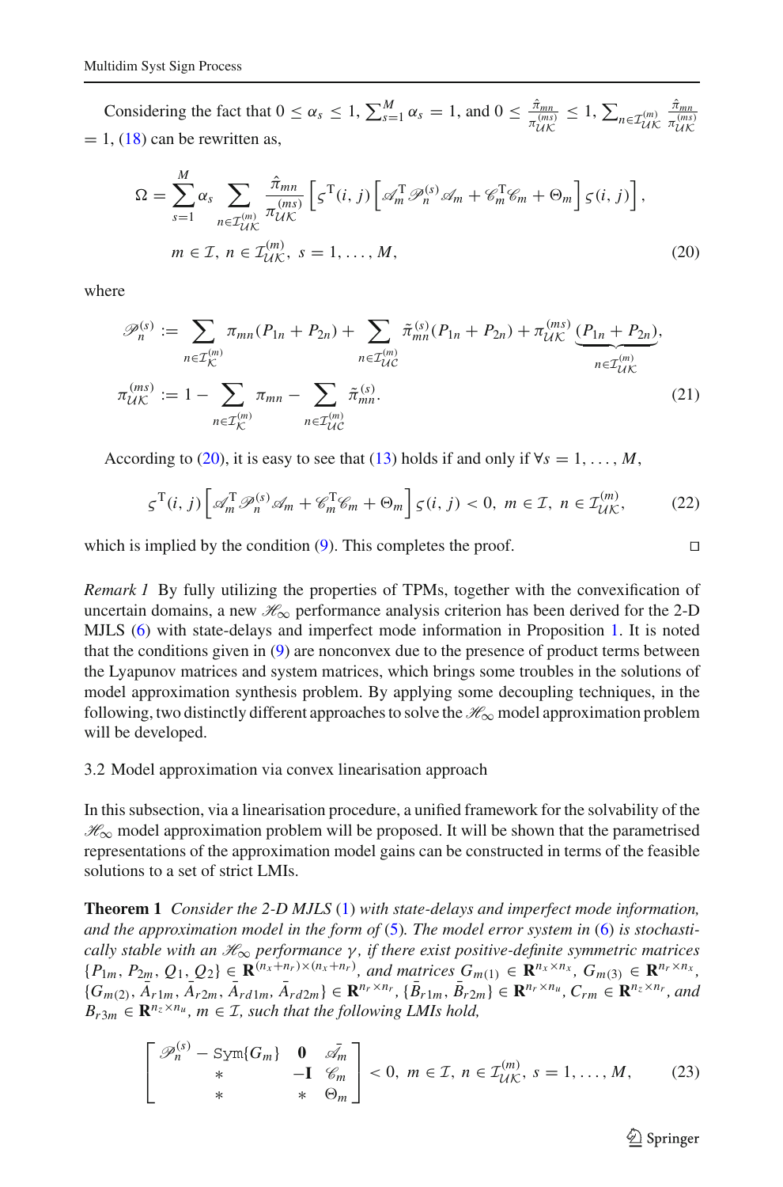Considering the fact that $0 \leq \alpha_s \leq 1$, $\sum_{s=1}^{M} \alpha_s = 1$, and $0 \leq \frac{\hat{\pi}_{mn}}{\pi_{\mathcal{UK}}^{(ms)}} \leq 1$, $\sum_{n \in \mathcal{I}_{\mathcal{UK}}^{(m)}} \frac{\hat{\pi}_{mn}}{\pi_{\mathcal{UK}}^{(ms)}} = 1$, (18) can be rewritten as,

$$\Omega = \sum_{s=1}^{M} \alpha_s \sum_{n \in \mathcal{I}_{\mathcal{UK}}^{(m)}} \frac{\hat{\pi}_{mn}}{\pi_{\mathcal{UK}}^{(ms)}} \left[ \varsigma^{\mathrm{T}}(i,j) \left[ \mathscr{A}_m^{\mathrm{T}} \mathscr{P}_n^{(s)} \mathscr{A}_m + \mathscr{C}_m^{\mathrm{T}} \mathscr{C}_m + \Theta_m \right] \varsigma(i,j) \right],$$
$$m \in \mathcal{I},\ n \in \mathcal{I}_{\mathcal{UK}}^{(m)},\ s = 1, \ldots, M, \tag{20}$$

where

$$\mathscr{P}_n^{(s)} := \sum_{n \in \mathcal{I}_{\mathcal{K}}^{(m)}} \pi_{mn}(P_{1n} + P_{2n}) + \sum_{n \in \mathcal{I}_{\mathcal{UC}}^{(m)}} \tilde{\pi}_{mn}^{(s)}(P_{1n} + P_{2n}) + \pi_{\mathcal{UK}}^{(ms)} \underbrace{(P_{1n} + P_{2n})}_{n \in \mathcal{I}_{\mathcal{UK}}^{(m)}},$$
$$\pi_{\mathcal{UK}}^{(ms)} := 1 - \sum_{n \in \mathcal{I}_{\mathcal{K}}^{(m)}} \pi_{mn} - \sum_{n \in \mathcal{I}_{\mathcal{UC}}^{(m)}} \tilde{\pi}_{mn}^{(s)}. \tag{21}$$

According to (20), it is easy to see that (13) holds if and only if $\forall s = 1, \ldots, M$,

$$\varsigma^{\mathrm{T}}(i,j) \left[ \mathscr{A}_m^{\mathrm{T}} \mathscr{P}_n^{(s)} \mathscr{A}_m + \mathscr{C}_m^{\mathrm{T}} \mathscr{C}_m + \Theta_m \right] \varsigma(i,j) < 0,\ m \in \mathcal{I},\ n \in \mathcal{I}_{\mathcal{UK}}^{(m)}, \tag{22}$$

which is implied by the condition (9). This completes the proof. □

*Remark 1* By fully utilizing the properties of TPMs, together with the convexification of uncertain domains, a new $\mathscr{H}_\infty$ performance analysis criterion has been derived for the 2-D MJLS (6) with state-delays and imperfect mode information in Proposition 1. It is noted that the conditions given in (9) are nonconvex due to the presence of product terms between the Lyapunov matrices and system matrices, which brings some troubles in the solutions of model approximation synthesis problem. By applying some decoupling techniques, in the following, two distinctly different approaches to solve the $\mathscr{H}_\infty$ model approximation problem will be developed.

### 3.2 Model approximation via convex linearisation approach

In this subsection, via a linearisation procedure, a unified framework for the solvability of the $\mathscr{H}_\infty$ model approximation problem will be proposed. It will be shown that the parametrised representations of the approximation model gains can be constructed in terms of the feasible solutions to a set of strict LMIs.

**Theorem 1** *Consider the 2-D MJLS (1) with state-delays and imperfect mode information, and the approximation model in the form of (5). The model error system in (6) is stochastically stable with an $\mathscr{H}_\infty$ performance $\gamma$, if there exist positive-definite symmetric matrices $\{P_{1m}, P_{2m}, Q_1, Q_2\} \in \mathbf{R}^{(n_x+n_r)\times(n_x+n_r)}$, and matrices $G_{m(1)} \in \mathbf{R}^{n_x \times n_x}$, $G_{m(3)} \in \mathbf{R}^{n_r \times n_x}$, $\{G_{m(2)}, \bar{A}_{r1m}, \bar{A}_{r2m}, \bar{A}_{rd1m}, \bar{A}_{rd2m}\} \in \mathbf{R}^{n_r \times n_r}$, $\{\bar{B}_{r1m}, \bar{B}_{r2m}\} \in \mathbf{R}^{n_r \times n_u}$, $C_{rm} \in \mathbf{R}^{n_z \times n_r}$, and $B_{r3m} \in \mathbf{R}^{n_z \times n_u}$, $m \in \mathcal{I}$, such that the following LMIs hold,*

$$\begin{bmatrix} \mathscr{P}_n^{(s)} - \mathrm{Sym}\{G_m\} & \mathbf{0} & \bar{\mathscr{A}}_m \\ * & -\mathbf{I} & \mathscr{C}_m \\ * & * & \Theta_m \end{bmatrix} < 0,\ m \in \mathcal{I},\ n \in \mathcal{I}_{\mathcal{UK}}^{(m)},\ s = 1, \ldots, M, \tag{23}$$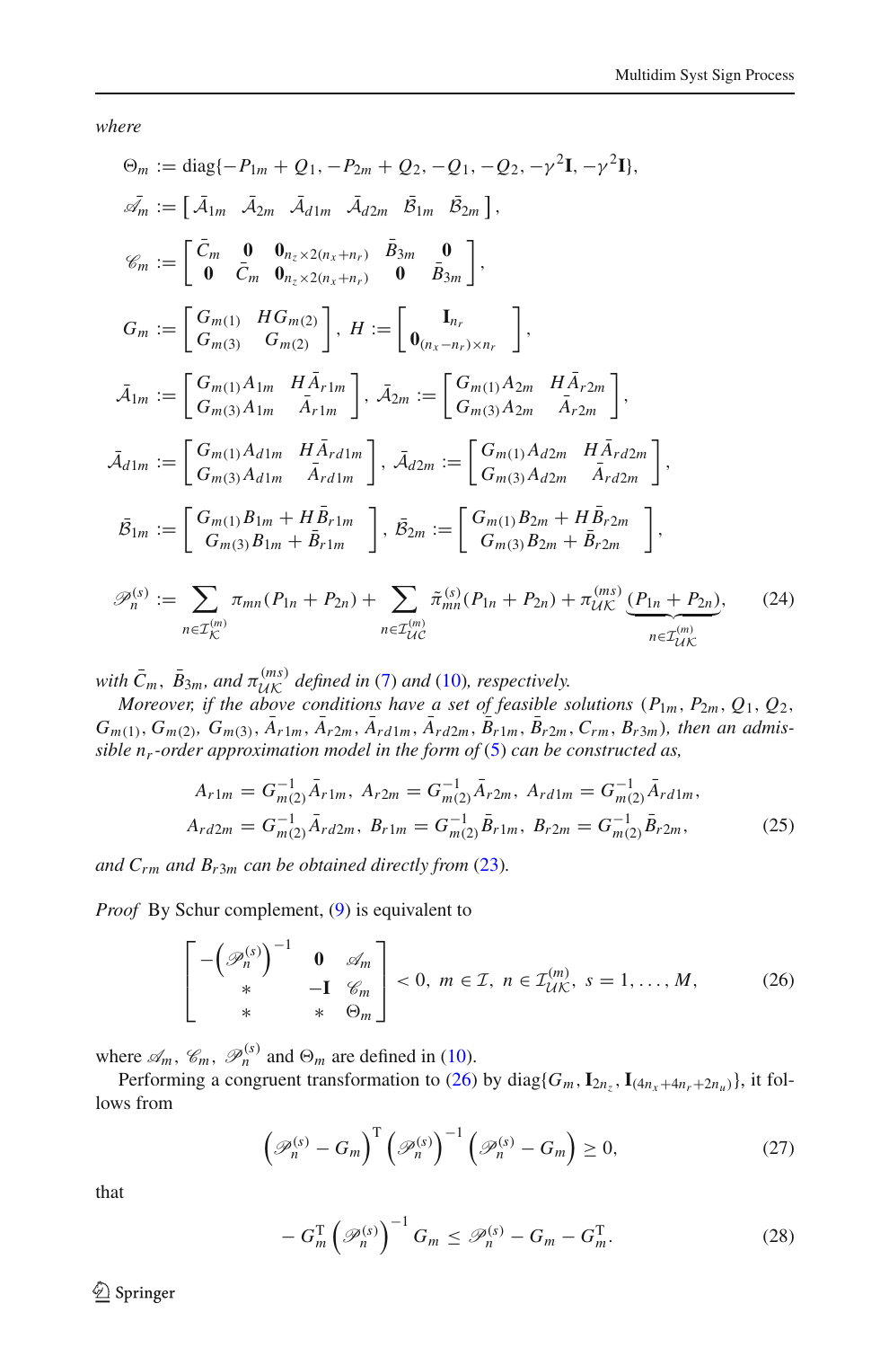*where*

$$
\begin{aligned}
\Theta_m &:= \mathrm{diag}\{-P_{1m} + Q_1, -P_{2m} + Q_2, -Q_1, -Q_2, -\gamma^2\mathbf{I}, -\gamma^2\mathbf{I}\},\\
\bar{\mathscr{A}}_m &:= \begin{bmatrix} \bar{\mathcal{A}}_{1m} & \bar{\mathcal{A}}_{2m} & \bar{\mathcal{A}}_{d1m} & \bar{\mathcal{A}}_{d2m} & \bar{\mathcal{B}}_{1m} & \bar{\mathcal{B}}_{2m} \end{bmatrix},\\
\mathscr{C}_m &:= \begin{bmatrix} \bar{C}_m & \mathbf{0} & \mathbf{0}_{n_z\times 2(n_x+n_r)} & \bar{B}_{3m} & \mathbf{0} \\ \mathbf{0} & \bar{C}_m & \mathbf{0}_{n_z\times 2(n_x+n_r)} & \mathbf{0} & \bar{B}_{3m} \end{bmatrix},\\
G_m &:= \begin{bmatrix} G_{m(1)} & HG_{m(2)} \\ G_{m(3)} & G_{m(2)} \end{bmatrix},\ H := \begin{bmatrix} \mathbf{I}_{n_r} \\ \mathbf{0}_{(n_x-n_r)\times n_r} \end{bmatrix},\\
\bar{\mathcal{A}}_{1m} &:= \begin{bmatrix} G_{m(1)}A_{1m} & H\bar{A}_{r1m} \\ G_{m(3)}A_{1m} & \bar{A}_{r1m} \end{bmatrix},\ \bar{\mathcal{A}}_{2m} := \begin{bmatrix} G_{m(1)}A_{2m} & H\bar{A}_{r2m} \\ G_{m(3)}A_{2m} & \bar{A}_{r2m} \end{bmatrix},\\
\bar{\mathcal{A}}_{d1m} &:= \begin{bmatrix} G_{m(1)}A_{d1m} & H\bar{A}_{rd1m} \\ G_{m(3)}A_{d1m} & \bar{A}_{rd1m} \end{bmatrix},\ \bar{\mathcal{A}}_{d2m} := \begin{bmatrix} G_{m(1)}A_{d2m} & H\bar{A}_{rd2m} \\ G_{m(3)}A_{d2m} & \bar{A}_{rd2m} \end{bmatrix},\\
\bar{\mathcal{B}}_{1m} &:= \begin{bmatrix} G_{m(1)}B_{1m} + H\bar{B}_{r1m} \\ G_{m(3)}B_{1m} + \bar{B}_{r1m} \end{bmatrix},\ \bar{\mathcal{B}}_{2m} := \begin{bmatrix} G_{m(1)}B_{2m} + H\bar{B}_{r2m} \\ G_{m(3)}B_{2m} + \bar{B}_{r2m} \end{bmatrix},\\
\mathscr{P}_n^{(s)} &:= \sum_{n\in\mathcal{I}_{\mathcal{K}}^{(m)}} \pi_{mn}(P_{1n}+P_{2n}) + \sum_{n\in\mathcal{I}_{\mathcal{UC}}^{(m)}} \tilde{\pi}_{mn}^{(s)}(P_{1n}+P_{2n}) + \pi_{\mathcal{UK}}^{(ms)} \underbrace{(P_{1n}+P_{2n})}_{n\in\mathcal{I}_{\mathcal{UK}}^{(m)}},
\end{aligned} \tag{24}
$$

*with* $\bar{C}_m$, $\bar{B}_{3m}$, *and* $\pi_{\mathcal{UK}}^{(ms)}$ *defined in* (7) *and* (10)*, respectively.*

*Moreover, if the above conditions have a set of feasible solutions* ($P_{1m}$, $P_{2m}$, $Q_1$, $Q_2$, $G_{m(1)}$, $G_{m(2)}$, $G_{m(3)}$, $\bar{A}_{r1m}$, $\bar{A}_{r2m}$, $\bar{A}_{rd1m}$, $\bar{A}_{rd2m}$, $\bar{B}_{r1m}$, $\bar{B}_{r2m}$, $C_{rm}$, $B_{r3m}$)*, then an admissible* $n_r$*-order approximation model in the form of* (5) *can be constructed as,*

$$
\begin{aligned}
A_{r1m} &= G_{m(2)}^{-1}\bar{A}_{r1m},\ A_{r2m} = G_{m(2)}^{-1}\bar{A}_{r2m},\ A_{rd1m} = G_{m(2)}^{-1}\bar{A}_{rd1m},\\
A_{rd2m} &= G_{m(2)}^{-1}\bar{A}_{rd2m},\ B_{r1m} = G_{m(2)}^{-1}\bar{B}_{r1m},\ B_{r2m} = G_{m(2)}^{-1}\bar{B}_{r2m},
\end{aligned} \tag{25}
$$

*and* $C_{rm}$ *and* $B_{r3m}$ *can be obtained directly from* (23)*.*

*Proof* By Schur complement, (9) is equivalent to

$$
\begin{bmatrix} -\left(\mathscr{P}_n^{(s)}\right)^{-1} & \mathbf{0} & \mathscr{A}_m \\ * & -\mathbf{I} & \mathscr{C}_m \\ * & * & \Theta_m \end{bmatrix} < 0,\ m\in\mathcal{I},\ n\in\mathcal{I}_{\mathcal{UK}}^{(m)},\ s=1,\ldots,M, \tag{26}
$$

where $\mathscr{A}_m$, $\mathscr{C}_m$, $\mathscr{P}_n^{(s)}$ and $\Theta_m$ are defined in (10).

Performing a congruent transformation to (26) by $\mathrm{diag}\{G_m, \mathbf{I}_{2n_z}, \mathbf{I}_{(4n_x+4n_r+2n_u)}\}$, it follows from

$$
\left(\mathscr{P}_n^{(s)} - G_m\right)^{\mathrm{T}} \left(\mathscr{P}_n^{(s)}\right)^{-1} \left(\mathscr{P}_n^{(s)} - G_m\right) \geq 0, \tag{27}
$$

that

$$
-G_m^{\mathrm{T}}\left(\mathscr{P}_n^{(s)}\right)^{-1} G_m \leq \mathscr{P}_n^{(s)} - G_m - G_m^{\mathrm{T}}. \tag{28}
$$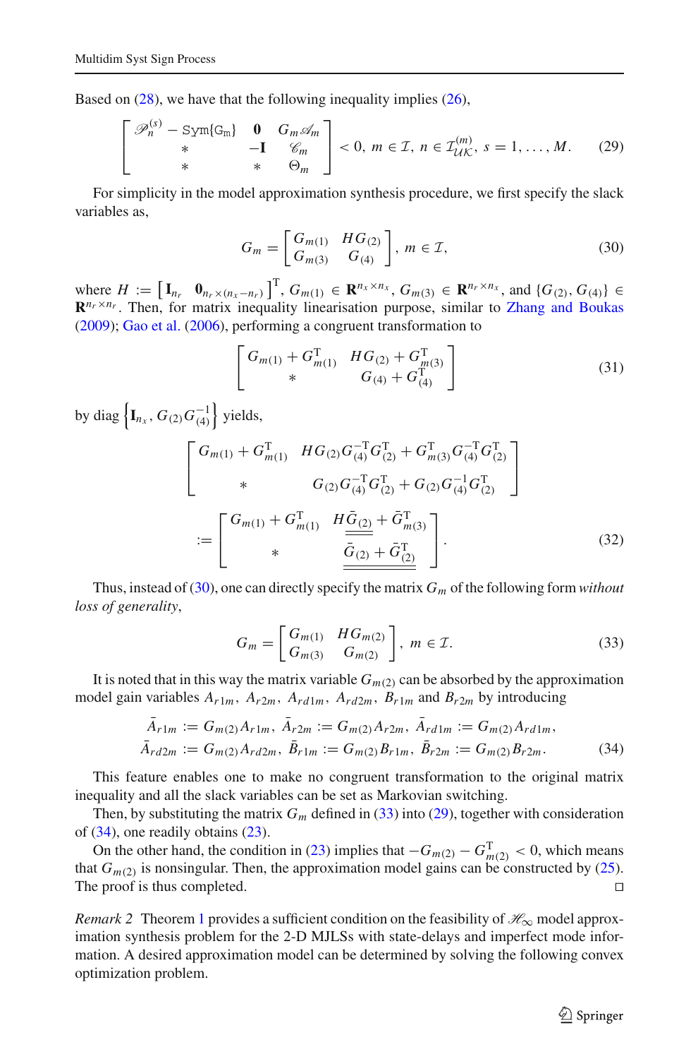Based on (28), we have that the following inequality implies (26),

$$
\begin{bmatrix} \mathscr{P}_n^{(s)} - \mathrm{Sym}\{\mathrm{G_m}\} & \mathbf{0} & G_m \mathscr{A}_m \\ * & -\mathbf{I} & \mathscr{C}_m \\ * & * & \Theta_m \end{bmatrix} < 0,\ m \in \mathcal{I},\ n \in \mathcal{I}_{\mathcal{UK}}^{(m)},\ s = 1, \ldots, M. \tag{29}
$$

For simplicity in the model approximation synthesis procedure, we first specify the slack variables as,

$$
G_m = \begin{bmatrix} G_{m(1)} & HG_{(2)} \\ G_{m(3)} & G_{(4)} \end{bmatrix},\ m \in \mathcal{I}, \tag{30}
$$

where $H := \begin{bmatrix} \mathbf{I}_{n_r} & \mathbf{0}_{n_r \times (n_x - n_r)} \end{bmatrix}^{\mathrm{T}}$, $G_{m(1)} \in \mathbf{R}^{n_x \times n_x}$, $G_{m(3)} \in \mathbf{R}^{n_r \times n_x}$, and $\{G_{(2)}, G_{(4)}\} \in \mathbf{R}^{n_r \times n_r}$. Then, for matrix inequality linearisation purpose, similar to Zhang and Boukas (2009); Gao et al. (2006), performing a congruent transformation to

$$
\begin{bmatrix} G_{m(1)} + G_{m(1)}^{\mathrm{T}} & HG_{(2)} + G_{m(3)}^{\mathrm{T}} \\ * & G_{(4)} + G_{(4)}^{\mathrm{T}} \end{bmatrix} \tag{31}
$$

by $\mathrm{diag}\left\{\mathbf{I}_{n_x}, G_{(2)} G_{(4)}^{-1}\right\}$ yields,

$$
\begin{aligned}
&\begin{bmatrix} G_{m(1)} + G_{m(1)}^{\mathrm{T}} & HG_{(2)} G_{(4)}^{-\mathrm{T}} G_{(2)}^{\mathrm{T}} + G_{m(3)}^{\mathrm{T}} G_{(4)}^{-\mathrm{T}} G_{(2)}^{\mathrm{T}} \\ * & G_{(2)} G_{(4)}^{-\mathrm{T}} G_{(2)}^{\mathrm{T}} + G_{(2)} G_{(4)}^{-1} G_{(2)}^{\mathrm{T}} \end{bmatrix} \\
&:= \begin{bmatrix} G_{m(1)} + G_{m(1)}^{\mathrm{T}} & H\underline{\underline{\bar{G}_{(2)}}} + \bar{G}_{m(3)}^{\mathrm{T}} \\ * & \underline{\underline{\bar{G}_{(2)} + \bar{G}_{(2)}^{\mathrm{T}}}} \end{bmatrix}.
\end{aligned} \tag{32}
$$

Thus, instead of (30), one can directly specify the matrix $G_m$ of the following form *without loss of generality*,

$$
G_m = \begin{bmatrix} G_{m(1)} & HG_{m(2)} \\ G_{m(3)} & G_{m(2)} \end{bmatrix},\ m \in \mathcal{I}. \tag{33}
$$

It is noted that in this way the matrix variable $G_{m(2)}$ can be absorbed by the approximation model gain variables $A_{r1m}$, $A_{r2m}$, $A_{rd1m}$, $A_{rd2m}$, $B_{r1m}$ and $B_{r2m}$ by introducing

$$
\begin{aligned}
&\bar{A}_{r1m} := G_{m(2)} A_{r1m},\ \bar{A}_{r2m} := G_{m(2)} A_{r2m},\ \bar{A}_{rd1m} := G_{m(2)} A_{rd1m}, \\
&\bar{A}_{rd2m} := G_{m(2)} A_{rd2m},\ \bar{B}_{r1m} := G_{m(2)} B_{r1m},\ \bar{B}_{r2m} := G_{m(2)} B_{r2m}.
\end{aligned} \tag{34}
$$

This feature enables one to make no congruent transformation to the original matrix inequality and all the slack variables can be set as Markovian switching.

Then, by substituting the matrix $G_m$ defined in (33) into (29), together with consideration of (34), one readily obtains (23).

On the other hand, the condition in (23) implies that $-G_{m(2)} - G_{m(2)}^{\mathrm{T}} < 0$, which means that $G_{m(2)}$ is nonsingular. Then, the approximation model gains can be constructed by (25). The proof is thus completed. □

*Remark 2* Theorem 1 provides a sufficient condition on the feasibility of $\mathscr{H}_\infty$ model approximation synthesis problem for the 2-D MJLSs with state-delays and imperfect mode information. A desired approximation model can be determined by solving the following convex optimization problem.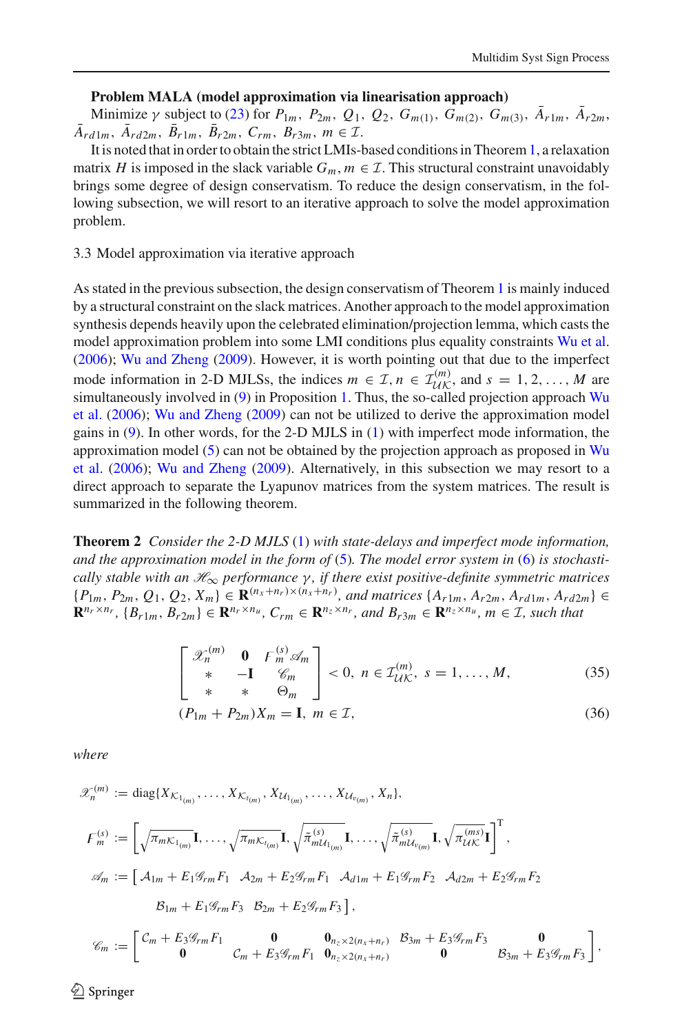**Problem MALA (model approximation via linearisation approach)**
Minimize $\gamma$ subject to (23) for $P_{1m}$, $P_{2m}$, $Q_1$, $Q_2$, $G_{m(1)}$, $G_{m(2)}$, $G_{m(3)}$, $\bar{A}_{r1m}$, $\bar{A}_{r2m}$, $\bar{A}_{rd1m}$, $\bar{A}_{rd2m}$, $\bar{B}_{r1m}$, $\bar{B}_{r2m}$, $C_{rm}$, $B_{r3m}$, $m \in \mathcal{I}$.

It is noted that in order to obtain the strict LMIs-based conditions in Theorem 1, a relaxation matrix $H$ is imposed in the slack variable $G_m, m \in \mathcal{I}$. This structural constraint unavoidably brings some degree of design conservatism. To reduce the design conservatism, in the following subsection, we will resort to an iterative approach to solve the model approximation problem.

### 3.3 Model approximation via iterative approach

As stated in the previous subsection, the design conservatism of Theorem 1 is mainly induced by a structural constraint on the slack matrices. Another approach to the model approximation synthesis depends heavily upon the celebrated elimination/projection lemma, which casts the model approximation problem into some LMI conditions plus equality constraints Wu et al. (2006); Wu and Zheng (2009). However, it is worth pointing out that due to the imperfect mode information in 2-D MJLSs, the indices $m \in \mathcal{I}, n \in \mathcal{I}_{\mathcal{UK}}^{(m)}$, and $s = 1, 2, \ldots, M$ are simultaneously involved in (9) in Proposition 1. Thus, the so-called projection approach Wu et al. (2006); Wu and Zheng (2009) can not be utilized to derive the approximation model gains in (9). In other words, for the 2-D MJLS in (1) with imperfect mode information, the approximation model (5) can not be obtained by the projection approach as proposed in Wu et al. (2006); Wu and Zheng (2009). Alternatively, in this subsection we may resort to a direct approach to separate the Lyapunov matrices from the system matrices. The result is summarized in the following theorem.

**Theorem 2** *Consider the 2-D MJLS (1) with state-delays and imperfect mode information, and the approximation model in the form of (5). The model error system in (6) is stochastically stable with an $\mathscr{H}_\infty$ performance $\gamma$, if there exist positive-definite symmetric matrices $\{P_{1m}, P_{2m}, Q_1, Q_2, X_m\} \in \mathbf{R}^{(n_x+n_r)\times(n_x+n_r)}$, and matrices $\{A_{r1m}, A_{r2m}, A_{rd1m}, A_{rd2m}\} \in \mathbf{R}^{n_r\times n_r}$, $\{B_{r1m}, B_{r2m}\} \in \mathbf{R}^{n_r\times n_u}$, $C_{rm} \in \mathbf{R}^{n_z\times n_r}$, and $B_{r3m} \in \mathbf{R}^{n_z\times n_u}$, $m \in \mathcal{I}$, such that*

$$
\begin{bmatrix} \mathscr{X}_n^{(m)} & \mathbf{0} & \digamma_m^{(s)}\mathscr{A}_m \\ * & -\mathbf{I} & \mathscr{C}_m \\ * & * & \Theta_m \end{bmatrix} < 0,\ n \in \mathcal{I}_{\mathcal{UK}}^{(m)},\ s = 1, \ldots, M, \tag{35}
$$

$$
(P_{1m} + P_{2m})X_m = \mathbf{I},\ m \in \mathcal{I}, \tag{36}
$$

*where*

$$
\mathscr{X}_n^{(m)} := \operatorname{diag}\{X_{\mathcal{K}_{1(m)}}, \ldots, X_{\mathcal{K}_{t(m)}}, X_{\mathcal{U}_{1(m)}}, \ldots, X_{\mathcal{U}_{v(m)}}, X_n\},
$$

$$
\digamma_m^{(s)} := \left[\sqrt{\pi_{m\mathcal{K}_{1(m)}}}\mathbf{I}, \ldots, \sqrt{\pi_{m\mathcal{K}_{t(m)}}}\mathbf{I}, \sqrt{\tilde{\pi}_{m\mathcal{U}_{1(m)}}^{(s)}}\mathbf{I}, \ldots, \sqrt{\tilde{\pi}_{m\mathcal{U}_{v(m)}}^{(s)}}\mathbf{I}, \sqrt{\pi_{\mathcal{UK}}^{(ms)}}\mathbf{I}\right]^{\mathrm{T}},
$$

$$
\begin{aligned}
\mathscr{A}_m := \big[\, & \mathcal{A}_{1m} + E_1\mathscr{G}_{rm}F_1 \quad \mathcal{A}_{2m} + E_2\mathscr{G}_{rm}F_1 \quad \mathcal{A}_{d1m} + E_1\mathscr{G}_{rm}F_2 \quad \mathcal{A}_{d2m} + E_2\mathscr{G}_{rm}F_2 \\
& \mathcal{B}_{1m} + E_1\mathscr{G}_{rm}F_3 \quad \mathcal{B}_{2m} + E_2\mathscr{G}_{rm}F_3 \,\big],
\end{aligned}
$$

$$
\mathscr{C}_m := \begin{bmatrix} \mathcal{C}_m + E_3\mathscr{G}_{rm}F_1 & \mathbf{0} & \mathbf{0}_{n_z\times 2(n_x+n_r)} & \mathcal{B}_{3m} + E_3\mathscr{G}_{rm}F_3 & \mathbf{0} \\ \mathbf{0} & \mathcal{C}_m + E_3\mathscr{G}_{rm}F_1 & \mathbf{0}_{n_z\times 2(n_x+n_r)} & \mathbf{0} & \mathcal{B}_{3m} + E_3\mathscr{G}_{rm}F_3 \end{bmatrix},
$$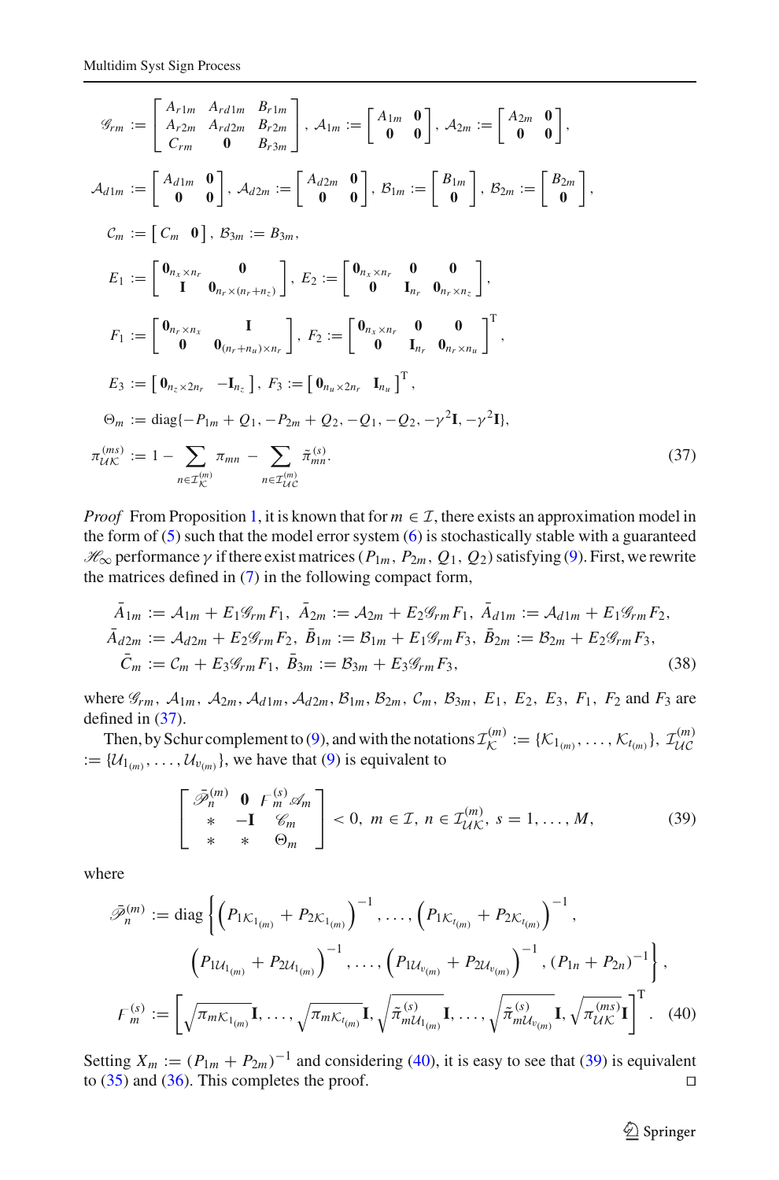$$
\begin{aligned}
\mathscr{G}_{rm} &:= \begin{bmatrix} A_{r1m} & A_{rd1m} & B_{r1m} \\ A_{r2m} & A_{rd2m} & B_{r2m} \\ C_{rm} & \mathbf{0} & B_{r3m} \end{bmatrix},\ \mathcal{A}_{1m} := \begin{bmatrix} A_{1m} & \mathbf{0} \\ \mathbf{0} & \mathbf{0} \end{bmatrix},\ \mathcal{A}_{2m} := \begin{bmatrix} A_{2m} & \mathbf{0} \\ \mathbf{0} & \mathbf{0} \end{bmatrix}, \\
\mathcal{A}_{d1m} &:= \begin{bmatrix} A_{d1m} & \mathbf{0} \\ \mathbf{0} & \mathbf{0} \end{bmatrix},\ \mathcal{A}_{d2m} := \begin{bmatrix} A_{d2m} & \mathbf{0} \\ \mathbf{0} & \mathbf{0} \end{bmatrix},\ \mathcal{B}_{1m} := \begin{bmatrix} B_{1m} \\ \mathbf{0} \end{bmatrix},\ \mathcal{B}_{2m} := \begin{bmatrix} B_{2m} \\ \mathbf{0} \end{bmatrix}, \\
\mathcal{C}_m &:= \begin{bmatrix} C_m & \mathbf{0} \end{bmatrix},\ \mathcal{B}_{3m} := B_{3m}, \\
E_1 &:= \begin{bmatrix} \mathbf{0}_{n_x \times n_r} & \mathbf{0} \\ \mathbf{I} & \mathbf{0}_{n_r \times (n_r + n_z)} \end{bmatrix},\ E_2 := \begin{bmatrix} \mathbf{0}_{n_x \times n_r} & \mathbf{0} & \mathbf{0} \\ \mathbf{0} & \mathbf{I}_{n_r} & \mathbf{0}_{n_r \times n_z} \end{bmatrix}, \\
F_1 &:= \begin{bmatrix} \mathbf{0}_{n_r \times n_x} & \mathbf{I} \\ \mathbf{0} & \mathbf{0}_{(n_r + n_u) \times n_r} \end{bmatrix},\ F_2 := \begin{bmatrix} \mathbf{0}_{n_x \times n_r} & \mathbf{0} & \mathbf{0} \\ \mathbf{0} & \mathbf{I}_{n_r} & \mathbf{0}_{n_r \times n_u} \end{bmatrix}^{\mathrm{T}}, \\
E_3 &:= \begin{bmatrix} \mathbf{0}_{n_z \times 2n_r} & -\mathbf{I}_{n_z} \end{bmatrix},\ F_3 := \begin{bmatrix} \mathbf{0}_{n_u \times 2n_r} & \mathbf{I}_{n_u} \end{bmatrix}^{\mathrm{T}}, \\
\Theta_m &:= \operatorname{diag}\{-P_{1m} + Q_1, -P_{2m} + Q_2, -Q_1, -Q_2, -\gamma^2\mathbf{I}, -\gamma^2\mathbf{I}\}, \\
\pi_{\mathcal{UK}}^{(ms)} &:= 1 - \sum_{n \in \mathcal{I}_{\mathcal{K}}^{(m)}} \pi_{mn} - \sum_{n \in \mathcal{I}_{\mathcal{UC}}^{(m)}} \tilde{\pi}_{mn}^{(s)}.
\end{aligned} \tag{37}
$$

*Proof* From Proposition 1, it is known that for $m \in \mathcal{I}$, there exists an approximation model in the form of (5) such that the model error system (6) is stochastically stable with a guaranteed $\mathscr{H}_\infty$ performance $\gamma$ if there exist matrices $(P_{1m}, P_{2m}, Q_1, Q_2)$ satisfying (9). First, we rewrite the matrices defined in (7) in the following compact form,

$$
\begin{aligned}
&\bar{A}_{1m} := \mathcal{A}_{1m} + E_1\mathscr{G}_{rm}F_1,\ \bar{A}_{2m} := \mathcal{A}_{2m} + E_2\mathscr{G}_{rm}F_1,\ \bar{A}_{d1m} := \mathcal{A}_{d1m} + E_1\mathscr{G}_{rm}F_2, \\
&\bar{A}_{d2m} := \mathcal{A}_{d2m} + E_2\mathscr{G}_{rm}F_2,\ \bar{B}_{1m} := \mathcal{B}_{1m} + E_1\mathscr{G}_{rm}F_3,\ \bar{B}_{2m} := \mathcal{B}_{2m} + E_2\mathscr{G}_{rm}F_3, \\
&\bar{C}_m := \mathcal{C}_m + E_3\mathscr{G}_{rm}F_1,\ \bar{B}_{3m} := \mathcal{B}_{3m} + E_3\mathscr{G}_{rm}F_3,
\end{aligned} \tag{38}
$$

where $\mathscr{G}_{rm}$, $\mathcal{A}_{1m}$, $\mathcal{A}_{2m}$, $\mathcal{A}_{d1m}$, $\mathcal{A}_{d2m}$, $\mathcal{B}_{1m}$, $\mathcal{B}_{2m}$, $\mathcal{C}_m$, $\mathcal{B}_{3m}$, $E_1$, $E_2$, $E_3$, $F_1$, $F_2$ and $F_3$ are defined in (37).

Then, by Schur complement to (9), and with the notations $\mathcal{I}_{\mathcal{K}}^{(m)} := \{\mathcal{K}_{1_{(m)}}, \ldots, \mathcal{K}_{t_{(m)}}\}$, $\mathcal{I}_{\mathcal{UC}}^{(m)} := \{\mathcal{U}_{1_{(m)}}, \ldots, \mathcal{U}_{v_{(m)}}\}$, we have that (9) is equivalent to

$$
\begin{bmatrix} \bar{\mathscr{P}}_n^{(m)} & \mathbf{0} & F_m^{(s)}\mathscr{A}_m \\ * & -\mathbf{I} & \mathscr{C}_m \\ * & * & \Theta_m \end{bmatrix} < 0,\ m \in \mathcal{I},\ n \in \mathcal{I}_{\mathcal{UK}}^{(m)},\ s = 1, \ldots, M, \tag{39}
$$

where

$$
\begin{aligned}
\bar{\mathscr{P}}_n^{(m)} &:= \operatorname{diag}\Big\{\Big(P_{1\mathcal{K}_{1_{(m)}}} + P_{2\mathcal{K}_{1_{(m)}}}\Big)^{-1}, \ldots, \Big(P_{1\mathcal{K}_{t_{(m)}}} + P_{2\mathcal{K}_{t_{(m)}}}\Big)^{-1}, \\
&\qquad \Big(P_{1\mathcal{U}_{1_{(m)}}} + P_{2\mathcal{U}_{1_{(m)}}}\Big)^{-1}, \ldots, \Big(P_{1\mathcal{U}_{v_{(m)}}} + P_{2\mathcal{U}_{v_{(m)}}}\Big)^{-1}, (P_{1n} + P_{2n})^{-1}\Big\}, \\
F_m^{(s)} &:= \left[\sqrt{\pi_{m\mathcal{K}_{1_{(m)}}}}\mathbf{I}, \ldots, \sqrt{\pi_{m\mathcal{K}_{t_{(m)}}}}\mathbf{I}, \sqrt{\tilde{\pi}_{m\mathcal{U}_{1_{(m)}}}^{(s)}}\mathbf{I}, \ldots, \sqrt{\tilde{\pi}_{m\mathcal{U}_{v_{(m)}}}^{(s)}}\mathbf{I}, \sqrt{\pi_{\mathcal{UK}}^{(ms)}}\mathbf{I}\right]^{\mathrm{T}}.
\end{aligned} \tag{40}
$$

Setting $X_m := (P_{1m} + P_{2m})^{-1}$ and considering (40), it is easy to see that (39) is equivalent to (35) and (36). This completes the proof. □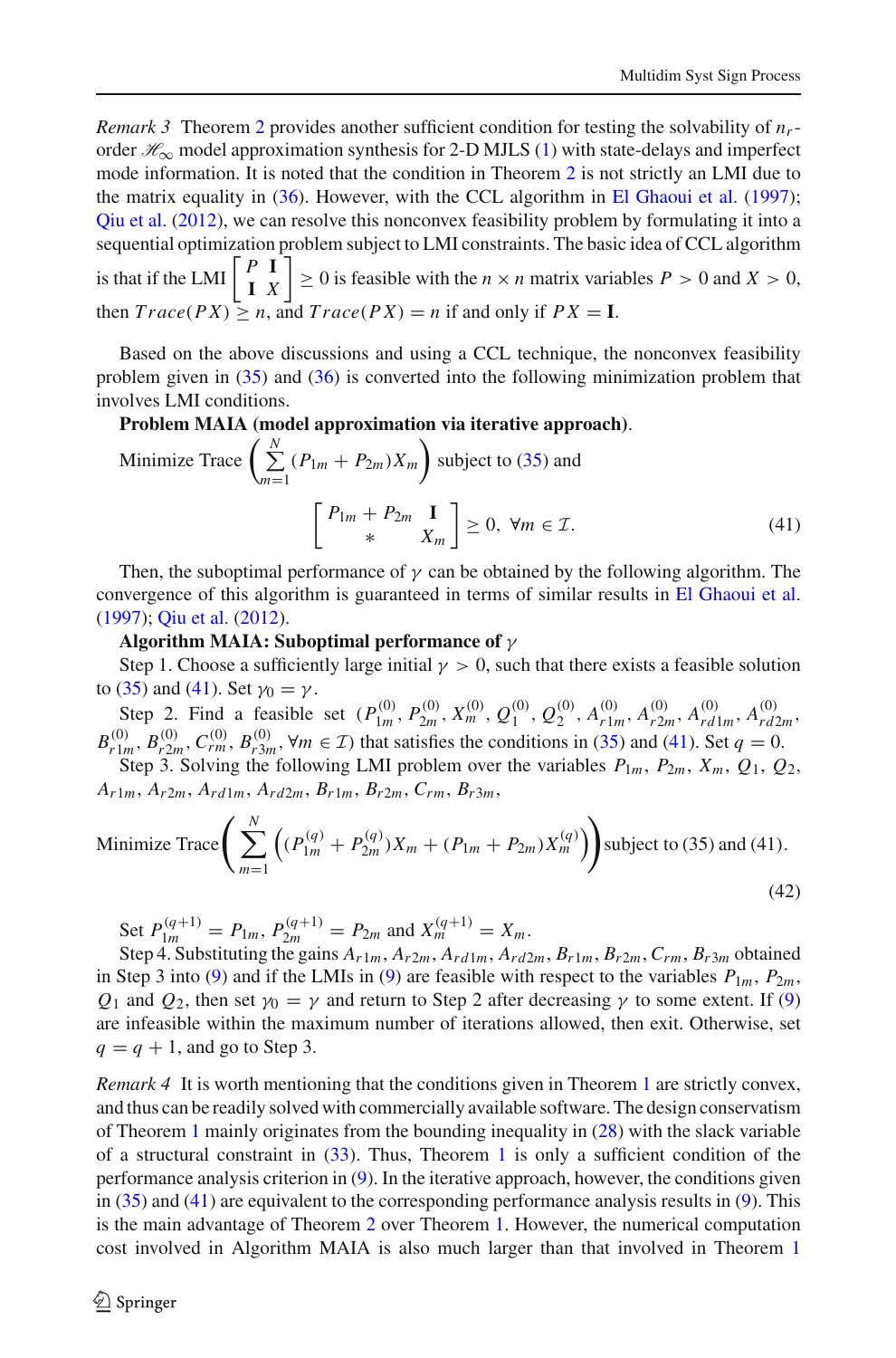*Remark 3* Theorem 2 provides another sufficient condition for testing the solvability of $n_r$-order $\mathscr{H}_\infty$ model approximation synthesis for 2-D MJLS (1) with state-delays and imperfect mode information. It is noted that the condition in Theorem 2 is not strictly an LMI due to the matrix equality in (36). However, with the CCL algorithm in El Ghaoui et al. (1997); Qiu et al. (2012), we can resolve this nonconvex feasibility problem by formulating it into a sequential optimization problem subject to LMI constraints. The basic idea of CCL algorithm is that if the LMI $\begin{bmatrix} P & \mathbf{I} \\ \mathbf{I} & X \end{bmatrix} \geq 0$ is feasible with the $n \times n$ matrix variables $P > 0$ and $X > 0$, then $Trace(PX) \geq n$, and $Trace(PX) = n$ if and only if $PX = \mathbf{I}$.

Based on the above discussions and using a CCL technique, the nonconvex feasibility problem given in (35) and (36) is converted into the following minimization problem that involves LMI conditions.

**Problem MAIA (model approximation via iterative approach)**.

Minimize Trace $\left(\sum_{m=1}^{N} (P_{1m} + P_{2m})X_m\right)$ subject to (35) and

$$\begin{bmatrix} P_{1m} + P_{2m} & \mathbf{I} \\ * & X_m \end{bmatrix} \geq 0, \ \forall m \in \mathcal{I}. \tag{41}$$

Then, the suboptimal performance of $\gamma$ can be obtained by the following algorithm. The convergence of this algorithm is guaranteed in terms of similar results in El Ghaoui et al. (1997); Qiu et al. (2012).

**Algorithm MAIA: Suboptimal performance of $\gamma$**

Step 1. Choose a sufficiently large initial $\gamma > 0$, such that there exists a feasible solution to (35) and (41). Set $\gamma_0 = \gamma$.

Step 2. Find a feasible set $(P_{1m}^{(0)}, P_{2m}^{(0)}, X_m^{(0)}, Q_1^{(0)}, Q_2^{(0)}, A_{r1m}^{(0)}, A_{r2m}^{(0)}, A_{rd1m}^{(0)}, A_{rd2m}^{(0)}, B_{r1m}^{(0)}, B_{r2m}^{(0)}, C_{rm}^{(0)}, B_{r3m}^{(0)}, \forall m \in \mathcal{I})$ that satisfies the conditions in (35) and (41). Set $q = 0$.

Step 3. Solving the following LMI problem over the variables $P_{1m}$, $P_{2m}$, $X_m$, $Q_1$, $Q_2$, $A_{r1m}$, $A_{r2m}$, $A_{rd1m}$, $A_{rd2m}$, $B_{r1m}$, $B_{r2m}$, $C_{rm}$, $B_{r3m}$,

$$\text{Minimize Trace}\left(\sum_{m=1}^{N}\left((P_{1m}^{(q)} + P_{2m}^{(q)})X_m + (P_{1m} + P_{2m})X_m^{(q)}\right)\right) \text{subject to (35) and (41).} \tag{42}$$

Set $P_{1m}^{(q+1)} = P_{1m}$, $P_{2m}^{(q+1)} = P_{2m}$ and $X_m^{(q+1)} = X_m$.

Step 4. Substituting the gains $A_{r1m}, A_{r2m}, A_{rd1m}, A_{rd2m}, B_{r1m}, B_{r2m}, C_{rm}, B_{r3m}$ obtained in Step 3 into (9) and if the LMIs in (9) are feasible with respect to the variables $P_{1m}$, $P_{2m}$, $Q_1$ and $Q_2$, then set $\gamma_0 = \gamma$ and return to Step 2 after decreasing $\gamma$ to some extent. If (9) are infeasible within the maximum number of iterations allowed, then exit. Otherwise, set $q = q + 1$, and go to Step 3.

*Remark 4* It is worth mentioning that the conditions given in Theorem 1 are strictly convex, and thus can be readily solved with commercially available software. The design conservatism of Theorem 1 mainly originates from the bounding inequality in (28) with the slack variable of a structural constraint in (33). Thus, Theorem 1 is only a sufficient condition of the performance analysis criterion in (9). In the iterative approach, however, the conditions given in (35) and (41) are equivalent to the corresponding performance analysis results in (9). This is the main advantage of Theorem 2 over Theorem 1. However, the numerical computation cost involved in Algorithm MAIA is also much larger than that involved in Theorem 1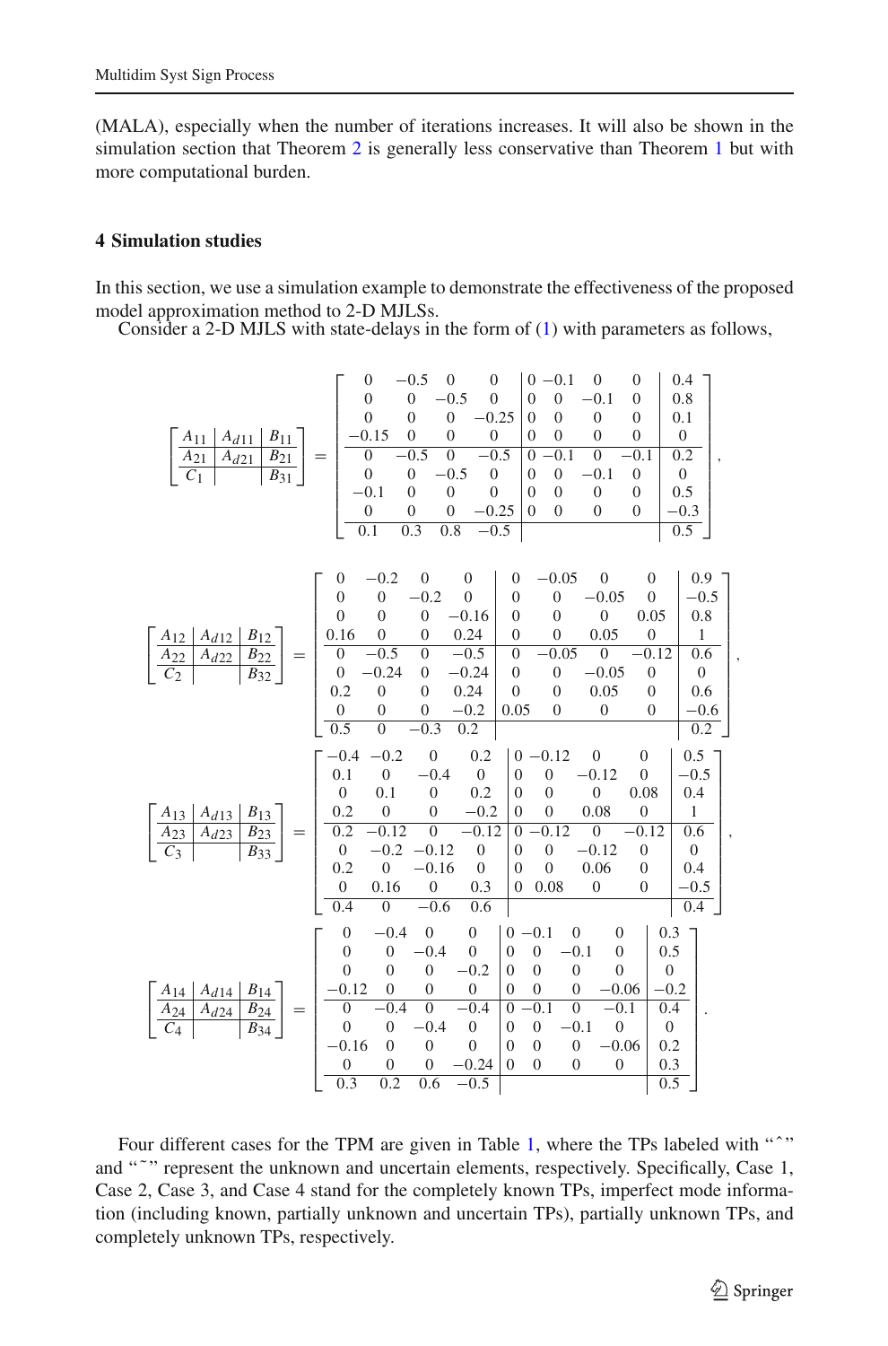(MALA), especially when the number of iterations increases. It will also be shown in the simulation section that Theorem 2 is generally less conservative than Theorem 1 but with more computational burden.

## 4 Simulation studies

In this section, we use a simulation example to demonstrate the effectiveness of the proposed model approximation method to 2-D MJLSs.

Consider a 2-D MJLS with state-delays in the form of (1) with parameters as follows,

$$
\left[\begin{array}{c|c|c} A_{11} & A_{d11} & B_{11} \\ \hline A_{21} & A_{d21} & B_{21} \\ \hline C_1 & & B_{31} \end{array}\right] = \left[\begin{array}{cccc|cccc|c}
0 & -0.5 & 0 & 0 & 0 & -0.1 & 0 & 0 & 0.4 \\
0 & 0 & -0.5 & 0 & 0 & 0 & -0.1 & 0 & 0.8 \\
0 & 0 & 0 & -0.25 & 0 & 0 & 0 & 0 & 0.1 \\
-0.15 & 0 & 0 & 0 & 0 & 0 & 0 & 0 & 0 \\ \hline
0 & -0.5 & 0 & -0.5 & 0 & -0.1 & 0 & -0.1 & 0.2 \\
0 & 0 & -0.5 & 0 & 0 & 0 & -0.1 & 0 & 0 \\
-0.1 & 0 & 0 & 0 & 0 & 0 & 0 & 0 & 0.5 \\
0 & 0 & 0 & -0.25 & 0 & 0 & 0 & 0 & -0.3 \\ \hline
0.1 & 0.3 & 0.8 & -0.5 & & & & & 0.5
\end{array}\right],
$$

$$
\left[\begin{array}{c|c|c} A_{12} & A_{d12} & B_{12} \\ \hline A_{22} & A_{d22} & B_{22} \\ \hline C_2 & & B_{32} \end{array}\right] = \left[\begin{array}{cccc|cccc|c}
0 & -0.2 & 0 & 0 & 0 & -0.05 & 0 & 0 & 0.9 \\
0 & 0 & -0.2 & 0 & 0 & 0 & -0.05 & 0 & -0.5 \\
0 & 0 & 0 & -0.16 & 0 & 0 & 0 & 0.05 & 0.8 \\
0.16 & 0 & 0 & 0.24 & 0 & 0 & 0.05 & 0 & 1 \\ \hline
0 & -0.5 & 0 & -0.5 & 0 & -0.05 & 0 & -0.12 & 0.6 \\
0 & -0.24 & 0 & -0.24 & 0 & 0 & -0.05 & 0 & 0 \\
0.2 & 0 & 0 & 0.24 & 0 & 0 & 0.05 & 0 & 0.6 \\
0 & 0 & 0 & -0.2 & 0.05 & 0 & 0 & 0 & -0.6 \\ \hline
0.5 & 0 & -0.3 & 0.2 & & & & & 0.2
\end{array}\right],
$$

$$
\left[\begin{array}{c|c|c} A_{13} & A_{d13} & B_{13} \\ \hline A_{23} & A_{d23} & B_{23} \\ \hline C_3 & & B_{33} \end{array}\right] = \left[\begin{array}{cccc|cccc|c}
-0.4 & -0.2 & 0 & 0.2 & 0 & -0.12 & 0 & 0 & 0.5 \\
0.1 & 0 & -0.4 & 0 & 0 & 0 & -0.12 & 0 & -0.5 \\
0 & 0.1 & 0 & 0.2 & 0 & 0 & 0 & 0.08 & 0.4 \\
0.2 & 0 & 0 & -0.2 & 0 & 0 & 0.08 & 0 & 1 \\ \hline
0.2 & -0.12 & 0 & -0.12 & 0 & -0.12 & 0 & -0.12 & 0.6 \\
0 & -0.2 & -0.12 & 0 & 0 & 0 & -0.12 & 0 & 0 \\
0.2 & 0 & -0.16 & 0 & 0 & 0 & 0.06 & 0 & 0.4 \\
0 & 0.16 & 0 & 0.3 & 0 & 0.08 & 0 & 0 & -0.5 \\ \hline
0.4 & 0 & -0.6 & 0.6 & & & & & 0.4
\end{array}\right],
$$

$$
\left[\begin{array}{c|c|c} A_{14} & A_{d14} & B_{14} \\ \hline A_{24} & A_{d24} & B_{24} \\ \hline C_4 & & B_{34} \end{array}\right] = \left[\begin{array}{cccc|cccc|c}
0 & -0.4 & 0 & 0 & 0 & -0.1 & 0 & 0 & 0.3 \\
0 & 0 & -0.4 & 0 & 0 & 0 & -0.1 & 0 & 0.5 \\
0 & 0 & 0 & -0.2 & 0 & 0 & 0 & 0 & 0 \\
-0.12 & 0 & 0 & 0 & 0 & 0 & 0 & -0.06 & -0.2 \\ \hline
0 & -0.4 & 0 & -0.4 & 0 & -0.1 & 0 & -0.1 & 0.4 \\
0 & 0 & -0.4 & 0 & 0 & 0 & -0.1 & 0 & 0 \\
-0.16 & 0 & 0 & 0 & 0 & 0 & 0 & -0.06 & 0.2 \\
0 & 0 & 0 & -0.24 & 0 & 0 & 0 & 0 & 0.3 \\ \hline
0.3 & 0.2 & 0.6 & -0.5 & & & & & 0.5
\end{array}\right].
$$

Four different cases for the TPM are given in Table 1, where the TPs labeled with "ˆ" and "˜" represent the unknown and uncertain elements, respectively. Specifically, Case 1, Case 2, Case 3, and Case 4 stand for the completely known TPs, imperfect mode information (including known, partially unknown and uncertain TPs), partially unknown TPs, and completely unknown TPs, respectively.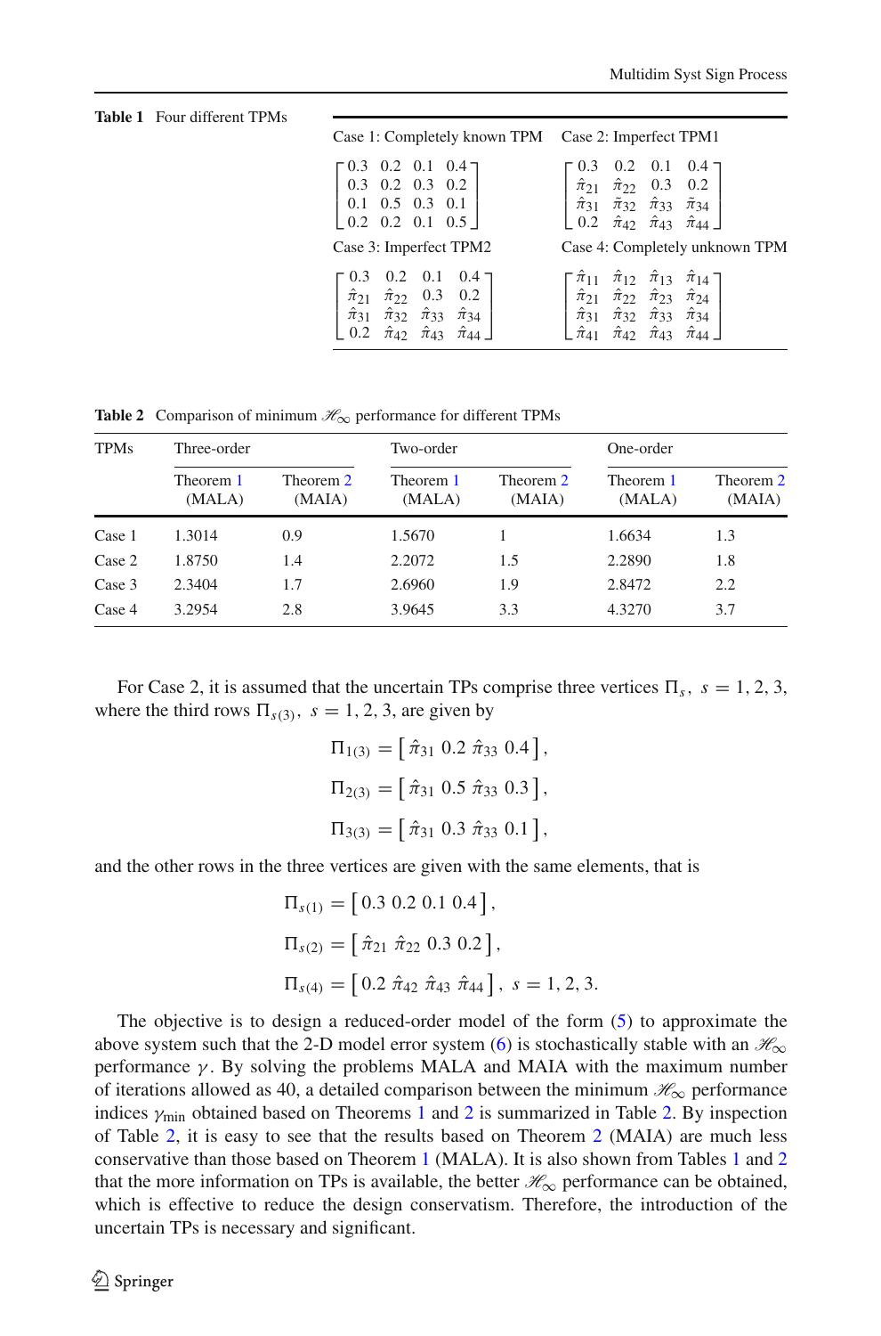**Table 1** Four different TPMs

| Case 1: Completely known TPM | Case 2: Imperfect TPM1 |
|---|---|
| $\begin{bmatrix} 0.3 & 0.2 & 0.1 & 0.4 \\ 0.3 & 0.2 & 0.3 & 0.2 \\ 0.1 & 0.5 & 0.3 & 0.1 \\ 0.2 & 0.2 & 0.1 & 0.5 \end{bmatrix}$ | $\begin{bmatrix} 0.3 & 0.2 & 0.1 & 0.4 \\ \hat{\pi}_{21} & \hat{\pi}_{22} & 0.3 & 0.2 \\ \hat{\pi}_{31} & \tilde{\pi}_{32} & \hat{\pi}_{33} & \tilde{\pi}_{34} \\ 0.2 & \hat{\pi}_{42} & \hat{\pi}_{43} & \hat{\pi}_{44} \end{bmatrix}$ |
| **Case 3: Imperfect TPM2** | **Case 4: Completely unknown TPM** |
| $\begin{bmatrix} 0.3 & 0.2 & 0.1 & 0.4 \\ \hat{\pi}_{21} & \hat{\pi}_{22} & 0.3 & 0.2 \\ \hat{\pi}_{31} & \hat{\pi}_{32} & \hat{\pi}_{33} & \hat{\pi}_{34} \\ 0.2 & \hat{\pi}_{42} & \hat{\pi}_{43} & \hat{\pi}_{44} \end{bmatrix}$ | $\begin{bmatrix} \hat{\pi}_{11} & \hat{\pi}_{12} & \hat{\pi}_{13} & \hat{\pi}_{14} \\ \hat{\pi}_{21} & \hat{\pi}_{22} & \hat{\pi}_{23} & \hat{\pi}_{24} \\ \hat{\pi}_{31} & \hat{\pi}_{32} & \hat{\pi}_{33} & \hat{\pi}_{34} \\ \hat{\pi}_{41} & \hat{\pi}_{42} & \hat{\pi}_{43} & \hat{\pi}_{44} \end{bmatrix}$ |

**Table 2** Comparison of minimum $\mathscr{H}_\infty$ performance for different TPMs

| TPMs | Three-order | | Two-order | | One-order | |
|---|---|---|---|---|---|---|
| | Theorem 1 (MALA) | Theorem 2 (MAIA) | Theorem 1 (MALA) | Theorem 2 (MAIA) | Theorem 1 (MALA) | Theorem 2 (MAIA) |
| Case 1 | 1.3014 | 0.9 | 1.5670 | 1 | 1.6634 | 1.3 |
| Case 2 | 1.8750 | 1.4 | 2.2072 | 1.5 | 2.2890 | 1.8 |
| Case 3 | 2.3404 | 1.7 | 2.6960 | 1.9 | 2.8472 | 2.2 |
| Case 4 | 3.2954 | 2.8 | 3.9645 | 3.3 | 4.3270 | 3.7 |

For Case 2, it is assumed that the uncertain TPs comprise three vertices $\Pi_s,\ s = 1, 2, 3,$ where the third rows $\Pi_{s(3)},\ s = 1, 2, 3,$ are given by

$$\Pi_{1(3)} = \left[\, \hat{\pi}_{31}\ 0.2\ \hat{\pi}_{33}\ 0.4 \,\right],$$

$$\Pi_{2(3)} = \left[\, \hat{\pi}_{31}\ 0.5\ \hat{\pi}_{33}\ 0.3 \,\right],$$

$$\Pi_{3(3)} = \left[\, \hat{\pi}_{31}\ 0.3\ \hat{\pi}_{33}\ 0.1 \,\right],$$

and the other rows in the three vertices are given with the same elements, that is

$$\Pi_{s(1)} = \left[\, 0.3\ 0.2\ 0.1\ 0.4 \,\right],$$

$$\Pi_{s(2)} = \left[\, \hat{\pi}_{21}\ \hat{\pi}_{22}\ 0.3\ 0.2 \,\right],$$

$$\Pi_{s(4)} = \left[\, 0.2\ \hat{\pi}_{42}\ \hat{\pi}_{43}\ \hat{\pi}_{44} \,\right],\ s = 1, 2, 3.$$

The objective is to design a reduced-order model of the form (5) to approximate the above system such that the 2-D model error system (6) is stochastically stable with an $\mathscr{H}_\infty$ performance $\gamma$. By solving the problems MALA and MAIA with the maximum number of iterations allowed as 40, a detailed comparison between the minimum $\mathscr{H}_\infty$ performance indices $\gamma_{\min}$ obtained based on Theorems 1 and 2 is summarized in Table 2. By inspection of Table 2, it is easy to see that the results based on Theorem 2 (MAIA) are much less conservative than those based on Theorem 1 (MALA). It is also shown from Tables 1 and 2 that the more information on TPs is available, the better $\mathscr{H}_\infty$ performance can be obtained, which is effective to reduce the design conservatism. Therefore, the introduction of the uncertain TPs is necessary and significant.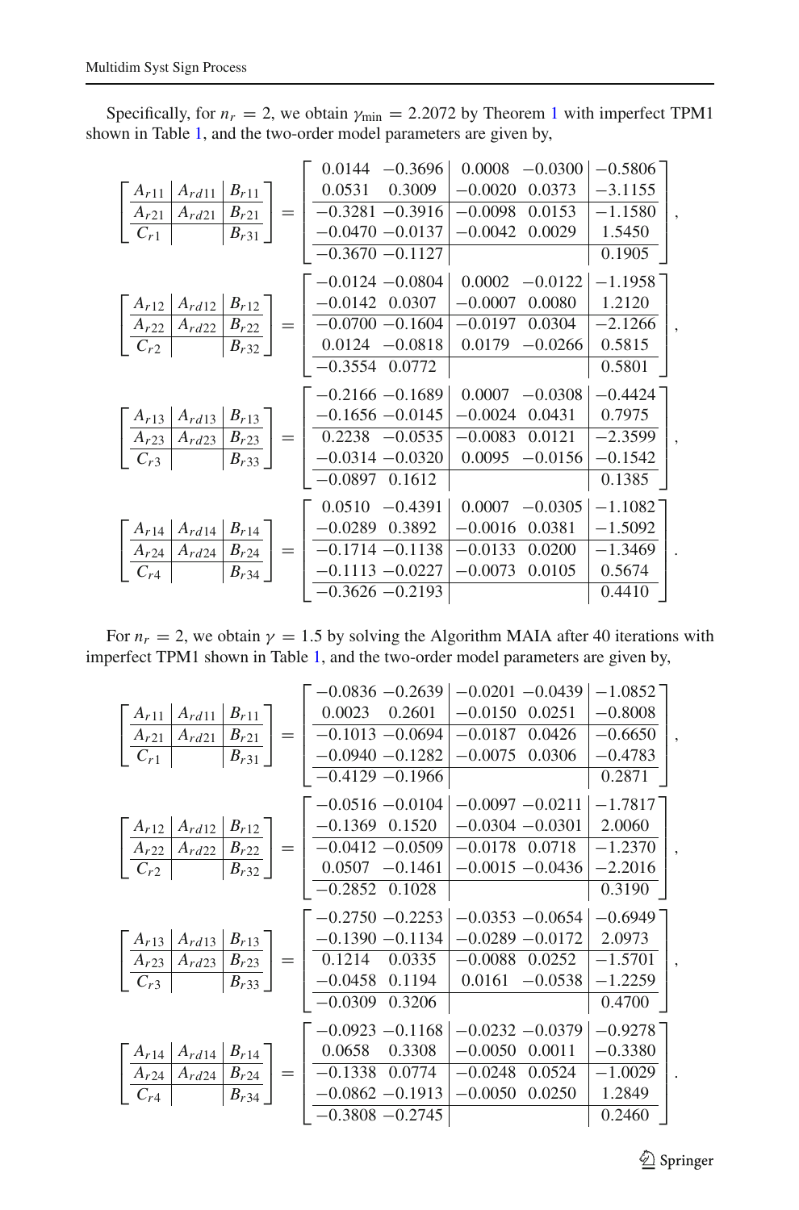Specifically, for $n_r = 2$, we obtain $\gamma_{\min} = 2.2072$ by Theorem 1 with imperfect TPM1 shown in Table 1, and the two-order model parameters are given by,

$$
\left[\begin{array}{c|c|c} A_{r11} & A_{rd11} & B_{r11} \\ \hline A_{r21} & A_{rd21} & B_{r21} \\ \hline C_{r1} & & B_{r31} \end{array}\right] = \left[\begin{array}{cc|cc|c} 0.0144 & -0.3696 & 0.0008 & -0.0300 & -0.5806 \\ 0.0531 & 0.3009 & -0.0020 & 0.0373 & -3.1155 \\ \hline -0.3281 & -0.3916 & -0.0098 & 0.0153 & -1.1580 \\ -0.0470 & -0.0137 & -0.0042 & 0.0029 & 1.5450 \\ \hline -0.3670 & -0.1127 & & & 0.1905 \end{array}\right],
$$

$$
\left[\begin{array}{c|c|c} A_{r12} & A_{rd12} & B_{r12} \\ \hline A_{r22} & A_{rd22} & B_{r22} \\ \hline C_{r2} & & B_{r32} \end{array}\right] = \left[\begin{array}{cc|cc|c} -0.0124 & -0.0804 & 0.0002 & -0.0122 & -1.1958 \\ -0.0142 & 0.0307 & -0.0007 & 0.0080 & 1.2120 \\ \hline -0.0700 & -0.1604 & -0.0197 & 0.0304 & -2.1266 \\ 0.0124 & -0.0818 & 0.0179 & -0.0266 & 0.5815 \\ \hline -0.3554 & 0.0772 & & & 0.5801 \end{array}\right],
$$

$$
\left[\begin{array}{c|c|c} A_{r13} & A_{rd13} & B_{r13} \\ \hline A_{r23} & A_{rd23} & B_{r23} \\ \hline C_{r3} & & B_{r33} \end{array}\right] = \left[\begin{array}{cc|cc|c} -0.2166 & -0.1689 & 0.0007 & -0.0308 & -0.4424 \\ -0.1656 & -0.0145 & -0.0024 & 0.0431 & 0.7975 \\ \hline 0.2238 & -0.0535 & -0.0083 & 0.0121 & -2.3599 \\ -0.0314 & -0.0320 & 0.0095 & -0.0156 & -0.1542 \\ \hline -0.0897 & 0.1612 & & & 0.1385 \end{array}\right],
$$

$$
\left[\begin{array}{c|c|c} A_{r14} & A_{rd14} & B_{r14} \\ \hline A_{r24} & A_{rd24} & B_{r24} \\ \hline C_{r4} & & B_{r34} \end{array}\right] = \left[\begin{array}{cc|cc|c} 0.0510 & -0.4391 & 0.0007 & -0.0305 & -1.1082 \\ -0.0289 & 0.3892 & -0.0016 & 0.0381 & -1.5092 \\ \hline -0.1714 & -0.1138 & -0.0133 & 0.0200 & -1.3469 \\ -0.1113 & -0.0227 & -0.0073 & 0.0105 & 0.5674 \\ \hline -0.3626 & -0.2193 & & & 0.4410 \end{array}\right].
$$

For $n_r = 2$, we obtain $\gamma = 1.5$ by solving the Algorithm MAIA after 40 iterations with imperfect TPM1 shown in Table 1, and the two-order model parameters are given by,

$$
\left[\begin{array}{c|c|c} A_{r11} & A_{rd11} & B_{r11} \\ \hline A_{r21} & A_{rd21} & B_{r21} \\ \hline C_{r1} & & B_{r31} \end{array}\right] = \left[\begin{array}{cc|cc|c} -0.0836 & -0.2639 & -0.0201 & -0.0439 & -1.0852 \\ 0.0023 & 0.2601 & -0.0150 & 0.0251 & -0.8008 \\ \hline -0.1013 & -0.0694 & -0.0187 & 0.0426 & -0.6650 \\ -0.0940 & -0.1282 & -0.0075 & 0.0306 & -0.4783 \\ \hline -0.4129 & -0.1966 & & & 0.2871 \end{array}\right],
$$

$$
\left[\begin{array}{c|c|c} A_{r12} & A_{rd12} & B_{r12} \\ \hline A_{r22} & A_{rd22} & B_{r22} \\ \hline C_{r2} & & B_{r32} \end{array}\right] = \left[\begin{array}{cc|cc|c} -0.0516 & -0.0104 & -0.0097 & -0.0211 & -1.7817 \\ -0.1369 & 0.1520 & -0.0304 & -0.0301 & 2.0060 \\ \hline -0.0412 & -0.0509 & -0.0178 & 0.0718 & -1.2370 \\ 0.0507 & -0.1461 & -0.0015 & -0.0436 & -2.2016 \\ \hline -0.2852 & 0.1028 & & & 0.3190 \end{array}\right],
$$

$$
\left[\begin{array}{c|c|c} A_{r13} & A_{rd13} & B_{r13} \\ \hline A_{r23} & A_{rd23} & B_{r23} \\ \hline C_{r3} & & B_{r33} \end{array}\right] = \left[\begin{array}{cc|cc|c} -0.2750 & -0.2253 & -0.0353 & -0.0654 & -0.6949 \\ -0.1390 & -0.1134 & -0.0289 & -0.0172 & 2.0973 \\ \hline 0.1214 & 0.0335 & -0.0088 & 0.0252 & -1.5701 \\ -0.0458 & 0.1194 & 0.0161 & -0.0538 & -1.2259 \\ \hline -0.0309 & 0.3206 & & & 0.4700 \end{array}\right],
$$

$$
\left[\begin{array}{c|c|c} A_{r14} & A_{rd14} & B_{r14} \\ \hline A_{r24} & A_{rd24} & B_{r24} \\ \hline C_{r4} & & B_{r34} \end{array}\right] = \left[\begin{array}{cc|cc|c} -0.0923 & -0.1168 & -0.0232 & -0.0379 & -0.9278 \\ 0.0658 & 0.3308 & -0.0050 & 0.0011 & -0.3380 \\ \hline -0.1338 & 0.0774 & -0.0248 & 0.0524 & -1.0029 \\ -0.0862 & -0.1913 & -0.0050 & 0.0250 & 1.2849 \\ \hline -0.3808 & -0.2745 & & & 0.2460 \end{array}\right].
$$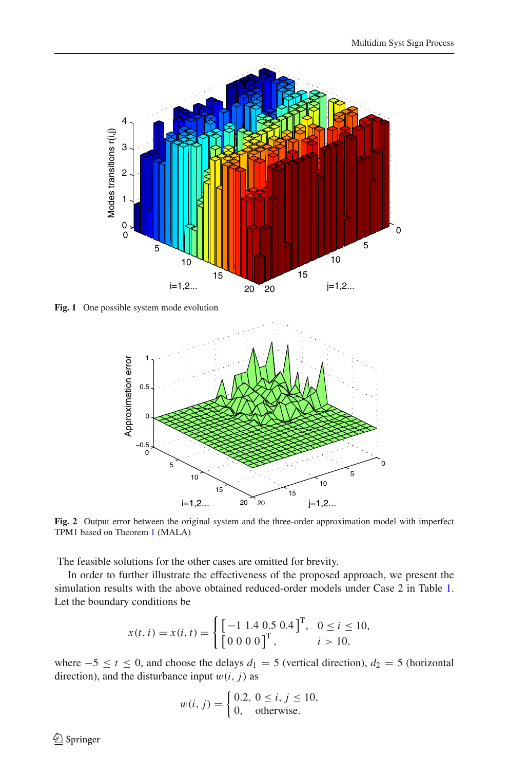Fig. 1 One possible system mode evolution

Fig. 2 Output error between the original system and the three-order approximation model with imperfect TPM1 based on Theorem 1 (MALA)

The feasible solutions for the other cases are omitted for brevity.

In order to further illustrate the effectiveness of the proposed approach, we present the simulation results with the above obtained reduced-order models under Case 2 in Table 1. Let the boundary conditions be

$$x(t, i) = x(i, t) = \begin{cases} \begin{bmatrix} -1 \; 1.4 \; 0.5 \; 0.4 \end{bmatrix}^{\mathrm{T}}, & 0 \leq i \leq 10, \\ \begin{bmatrix} 0 \; 0 \; 0 \; 0 \end{bmatrix}^{\mathrm{T}}, & i > 10, \end{cases}$$

where $-5 \leq t \leq 0$, and choose the delays $d_1 = 5$ (vertical direction), $d_2 = 5$ (horizontal direction), and the disturbance input $w(i, j)$ as

$$w(i, j) = \begin{cases} 0.2, & 0 \leq i, j \leq 10, \\ 0, & \text{otherwise.} \end{cases}$$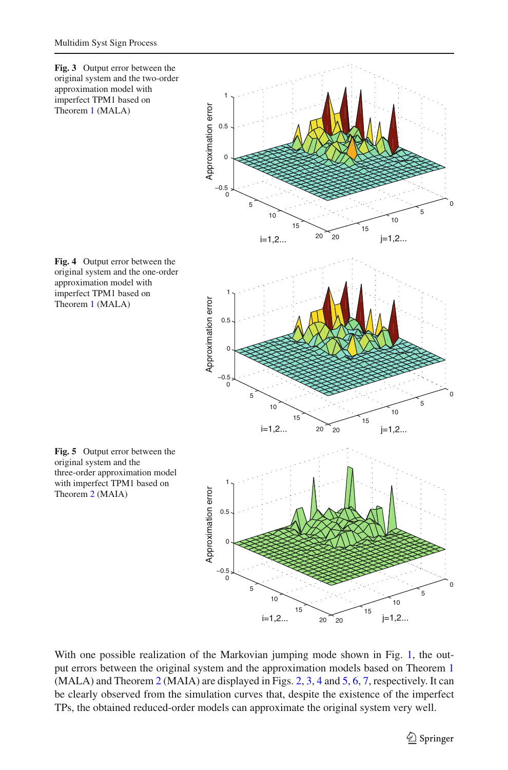**Fig. 3** Output error between the original system and the two-order approximation model with imperfect TPM1 based on Theorem 1 (MALA)

**Fig. 4** Output error between the original system and the one-order approximation model with imperfect TPM1 based on Theorem 1 (MALA)

**Fig. 5** Output error between the original system and the three-order approximation model with imperfect TPM1 based on Theorem 2 (MAIA)

With one possible realization of the Markovian jumping mode shown in Fig. 1, the output errors between the original system and the approximation models based on Theorem 1 (MALA) and Theorem 2 (MAIA) are displayed in Figs. 2, 3, 4 and 5, 6, 7, respectively. It can be clearly observed from the simulation curves that, despite the existence of the imperfect TPs, the obtained reduced-order models can approximate the original system very well.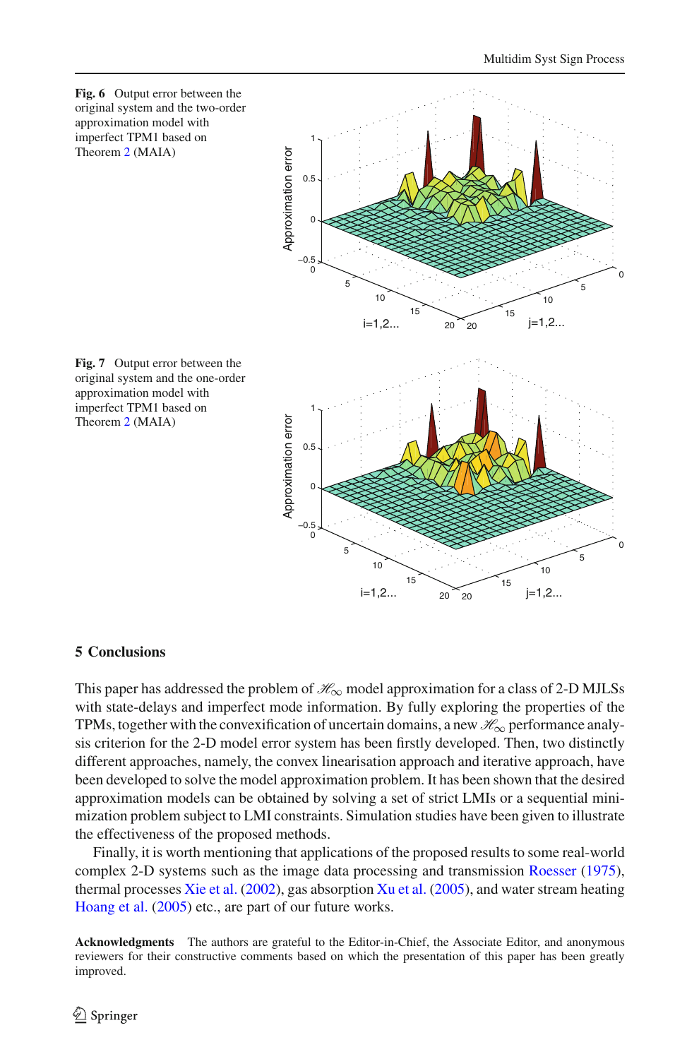**Fig. 6** Output error between the original system and the two-order approximation model with imperfect TPM1 based on Theorem 2 (MAIA)

**Fig. 7** Output error between the original system and the one-order approximation model with imperfect TPM1 based on Theorem 2 (MAIA)

## 5 Conclusions

This paper has addressed the problem of $\mathscr{H}_\infty$ model approximation for a class of 2-D MJLSs with state-delays and imperfect mode information. By fully exploring the properties of the TPMs, together with the convexification of uncertain domains, a new $\mathscr{H}_\infty$ performance analysis criterion for the 2-D model error system has been firstly developed. Then, two distinctly different approaches, namely, the convex linearisation approach and iterative approach, have been developed to solve the model approximation problem. It has been shown that the desired approximation models can be obtained by solving a set of strict LMIs or a sequential minimization problem subject to LMI constraints. Simulation studies have been given to illustrate the effectiveness of the proposed methods.

Finally, it is worth mentioning that applications of the proposed results to some real-world complex 2-D systems such as the image data processing and transmission Roesser (1975), thermal processes Xie et al. (2002), gas absorption Xu et al. (2005), and water stream heating Hoang et al. (2005) etc., are part of our future works.

**Acknowledgments** The authors are grateful to the Editor-in-Chief, the Associate Editor, and anonymous reviewers for their constructive comments based on which the presentation of this paper has been greatly improved.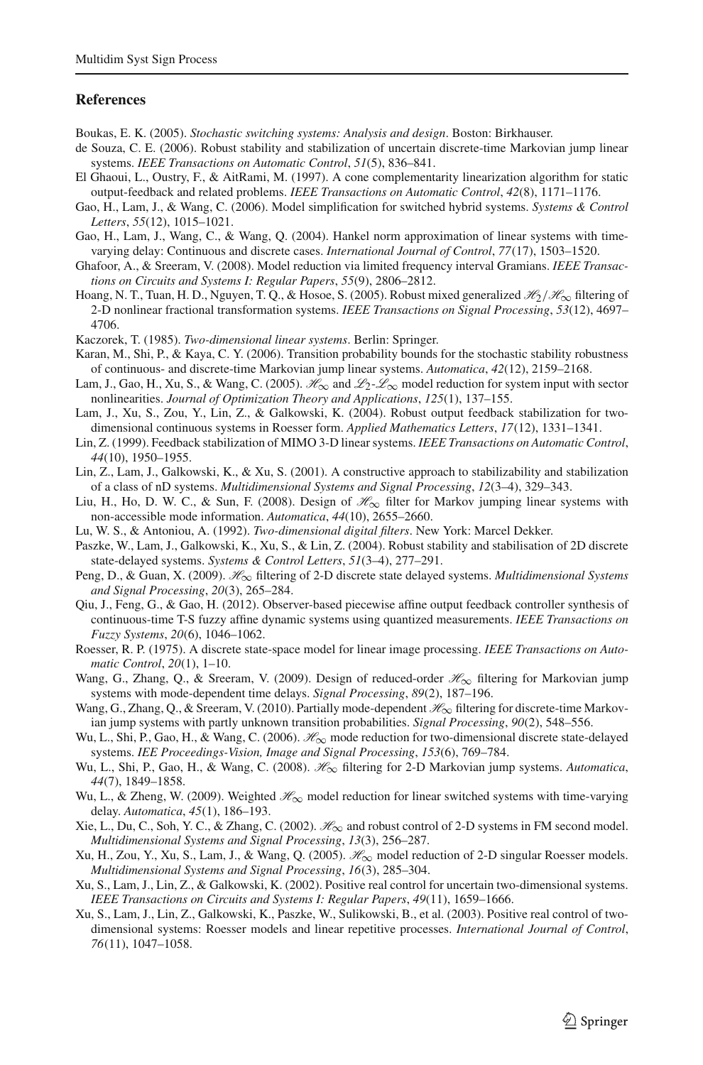## References

Boukas, E. K. (2005). *Stochastic switching systems: Analysis and design*. Boston: Birkhauser.

de Souza, C. E. (2006). Robust stability and stabilization of uncertain discrete-time Markovian jump linear systems. *IEEE Transactions on Automatic Control*, *51*(5), 836–841.

El Ghaoui, L., Oustry, F., & AitRami, M. (1997). A cone complementarity linearization algorithm for static output-feedback and related problems. *IEEE Transactions on Automatic Control*, *42*(8), 1171–1176.

Gao, H., Lam, J., & Wang, C. (2006). Model simplification for switched hybrid systems. *Systems & Control Letters*, *55*(12), 1015–1021.

Gao, H., Lam, J., Wang, C., & Wang, Q. (2004). Hankel norm approximation of linear systems with time-varying delay: Continuous and discrete cases. *International Journal of Control*, *77*(17), 1503–1520.

Ghafoor, A., & Sreeram, V. (2008). Model reduction via limited frequency interval Gramians. *IEEE Transactions on Circuits and Systems I: Regular Papers*, *55*(9), 2806–2812.

Hoang, N. T., Tuan, H. D., Nguyen, T. Q., & Hosoe, S. (2005). Robust mixed generalized $\mathscr{H}_2/\mathscr{H}_\infty$ filtering of 2-D nonlinear fractional transformation systems. *IEEE Transactions on Signal Processing*, *53*(12), 4697–4706.

Kaczorek, T. (1985). *Two-dimensional linear systems*. Berlin: Springer.

Karan, M., Shi, P., & Kaya, C. Y. (2006). Transition probability bounds for the stochastic stability robustness of continuous- and discrete-time Markovian jump linear systems. *Automatica*, *42*(12), 2159–2168.

Lam, J., Gao, H., Xu, S., & Wang, C. (2005). $\mathscr{H}_\infty$ and $\mathscr{L}_2$-$\mathscr{L}_\infty$ model reduction for system input with sector nonlinearities. *Journal of Optimization Theory and Applications*, *125*(1), 137–155.

Lam, J., Xu, S., Zou, Y., Lin, Z., & Galkowski, K. (2004). Robust output feedback stabilization for two-dimensional continuous systems in Roesser form. *Applied Mathematics Letters*, *17*(12), 1331–1341.

Lin, Z. (1999). Feedback stabilization of MIMO 3-D linear systems. *IEEE Transactions on Automatic Control*, *44*(10), 1950–1955.

Lin, Z., Lam, J., Galkowski, K., & Xu, S. (2001). A constructive approach to stabilizability and stabilization of a class of nD systems. *Multidimensional Systems and Signal Processing*, *12*(3–4), 329–343.

Liu, H., Ho, D. W. C., & Sun, F. (2008). Design of $\mathscr{H}_\infty$ filter for Markov jumping linear systems with non-accessible mode information. *Automatica*, *44*(10), 2655–2660.

Lu, W. S., & Antoniou, A. (1992). *Two-dimensional digital filters*. New York: Marcel Dekker.

Paszke, W., Lam, J., Galkowski, K., Xu, S., & Lin, Z. (2004). Robust stability and stabilisation of 2D discrete state-delayed systems. *Systems & Control Letters*, *51*(3–4), 277–291.

Peng, D., & Guan, X. (2009). $\mathscr{H}_\infty$ filtering of 2-D discrete state delayed systems. *Multidimensional Systems and Signal Processing*, *20*(3), 265–284.

Qiu, J., Feng, G., & Gao, H. (2012). Observer-based piecewise affine output feedback controller synthesis of continuous-time T-S fuzzy affine dynamic systems using quantized measurements. *IEEE Transactions on Fuzzy Systems*, *20*(6), 1046–1062.

Roesser, R. P. (1975). A discrete state-space model for linear image processing. *IEEE Transactions on Automatic Control*, *20*(1), 1–10.

Wang, G., Zhang, Q., & Sreeram, V. (2009). Design of reduced-order $\mathscr{H}_\infty$ filtering for Markovian jump systems with mode-dependent time delays. *Signal Processing*, *89*(2), 187–196.

Wang, G., Zhang, Q., & Sreeram, V. (2010). Partially mode-dependent $\mathscr{H}_\infty$ filtering for discrete-time Markovian jump systems with partly unknown transition probabilities. *Signal Processing*, *90*(2), 548–556.

Wu, L., Shi, P., Gao, H., & Wang, C. (2006). $\mathscr{H}_\infty$ mode reduction for two-dimensional discrete state-delayed systems. *IEE Proceedings-Vision, Image and Signal Processing*, *153*(6), 769–784.

Wu, L., Shi, P., Gao, H., & Wang, C. (2008). $\mathscr{H}_\infty$ filtering for 2-D Markovian jump systems. *Automatica*, *44*(7), 1849–1858.

Wu, L., & Zheng, W. (2009). Weighted $\mathscr{H}_\infty$ model reduction for linear switched systems with time-varying delay. *Automatica*, *45*(1), 186–193.

Xie, L., Du, C., Soh, Y. C., & Zhang, C. (2002). $\mathscr{H}_\infty$ and robust control of 2-D systems in FM second model. *Multidimensional Systems and Signal Processing*, *13*(3), 256–287.

Xu, H., Zou, Y., Xu, S., Lam, J., & Wang, Q. (2005). $\mathscr{H}_\infty$ model reduction of 2-D singular Roesser models. *Multidimensional Systems and Signal Processing*, *16*(3), 285–304.

Xu, S., Lam, J., Lin, Z., & Galkowski, K. (2002). Positive real control for uncertain two-dimensional systems. *IEEE Transactions on Circuits and Systems I: Regular Papers*, *49*(11), 1659–1666.

Xu, S., Lam, J., Lin, Z., Galkowski, K., Paszke, W., Sulikowski, B., et al. (2003). Positive real control of two-dimensional systems: Roesser models and linear repetitive processes. *International Journal of Control*, *76*(11), 1047–1058.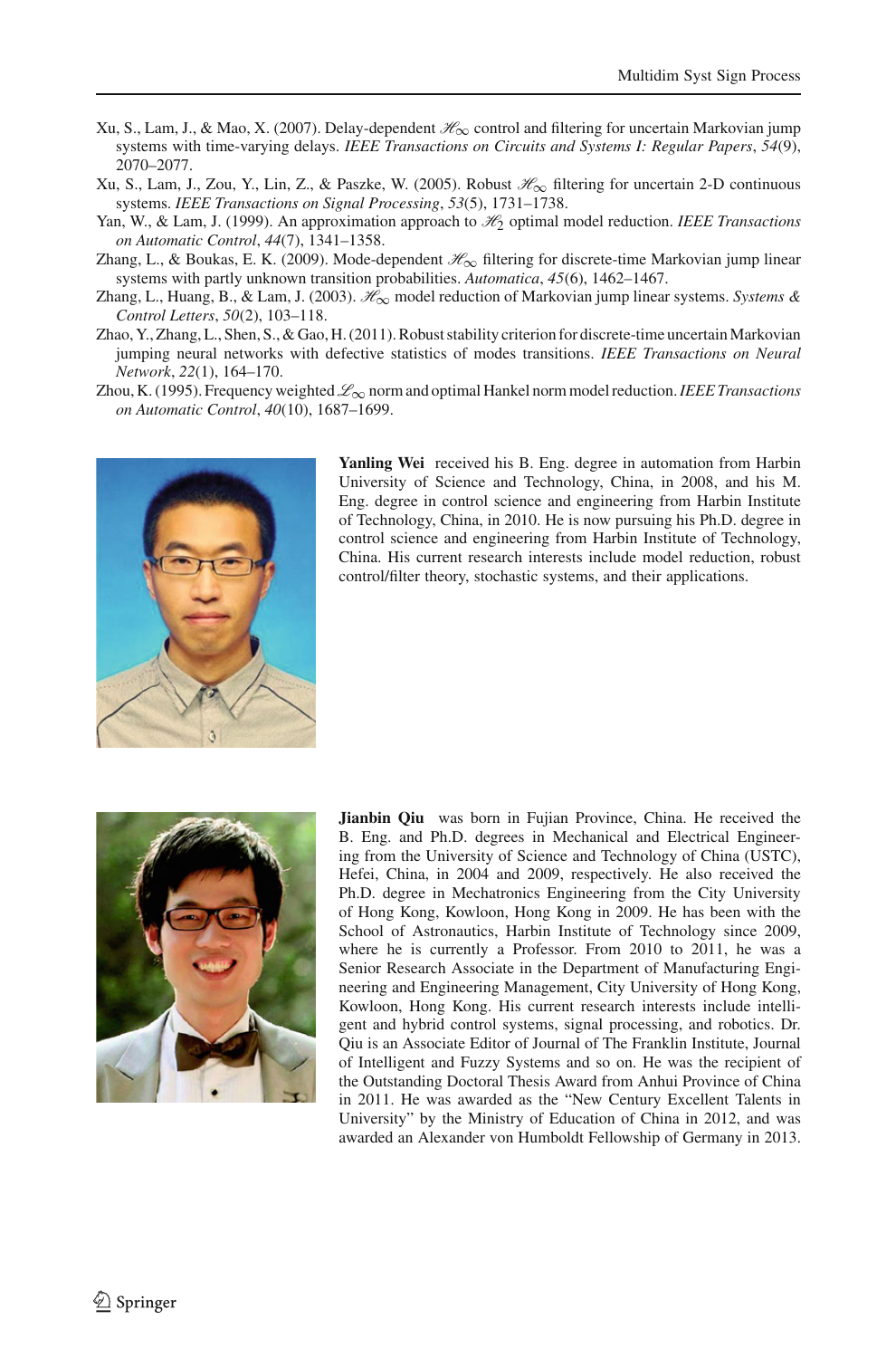Xu, S., Lam, J., & Mao, X. (2007). Delay-dependent $\mathscr{H}_\infty$ control and filtering for uncertain Markovian jump systems with time-varying delays. *IEEE Transactions on Circuits and Systems I: Regular Papers*, *54*(9), 2070–2077.

Xu, S., Lam, J., Zou, Y., Lin, Z., & Paszke, W. (2005). Robust $\mathscr{H}_\infty$ filtering for uncertain 2-D continuous systems. *IEEE Transactions on Signal Processing*, *53*(5), 1731–1738.

Yan, W., & Lam, J. (1999). An approximation approach to $\mathscr{H}_2$ optimal model reduction. *IEEE Transactions on Automatic Control*, *44*(7), 1341–1358.

Zhang, L., & Boukas, E. K. (2009). Mode-dependent $\mathscr{H}_\infty$ filtering for discrete-time Markovian jump linear systems with partly unknown transition probabilities. *Automatica*, *45*(6), 1462–1467.

Zhang, L., Huang, B., & Lam, J. (2003). $\mathscr{H}_\infty$ model reduction of Markovian jump linear systems. *Systems & Control Letters*, *50*(2), 103–118.

Zhao, Y., Zhang, L., Shen, S., & Gao, H. (2011). Robust stability criterion for discrete-time uncertain Markovian jumping neural networks with defective statistics of modes transitions. *IEEE Transactions on Neural Network*, *22*(1), 164–170.

Zhou, K. (1995). Frequency weighted $\mathscr{L}_\infty$ norm and optimal Hankel norm model reduction. *IEEE Transactions on Automatic Control*, *40*(10), 1687–1699.

**Yanling Wei** received his B. Eng. degree in automation from Harbin University of Science and Technology, China, in 2008, and his M. Eng. degree in control science and engineering from Harbin Institute of Technology, China, in 2010. He is now pursuing his Ph.D. degree in control science and engineering from Harbin Institute of Technology, China. His current research interests include model reduction, robust control/filter theory, stochastic systems, and their applications.

**Jianbin Qiu** was born in Fujian Province, China. He received the B. Eng. and Ph.D. degrees in Mechanical and Electrical Engineering from the University of Science and Technology of China (USTC), Hefei, China, in 2004 and 2009, respectively. He also received the Ph.D. degree in Mechatronics Engineering from the City University of Hong Kong, Kowloon, Hong Kong in 2009. He has been with the School of Astronautics, Harbin Institute of Technology since 2009, where he is currently a Professor. From 2010 to 2011, he was a Senior Research Associate in the Department of Manufacturing Engineering and Engineering Management, City University of Hong Kong, Kowloon, Hong Kong. His current research interests include intelligent and hybrid control systems, signal processing, and robotics. Dr. Qiu is an Associate Editor of Journal of The Franklin Institute, Journal of Intelligent and Fuzzy Systems and so on. He was the recipient of the Outstanding Doctoral Thesis Award from Anhui Province of China in 2011. He was awarded as the "New Century Excellent Talents in University" by the Ministry of Education of China in 2012, and was awarded an Alexander von Humboldt Fellowship of Germany in 2013.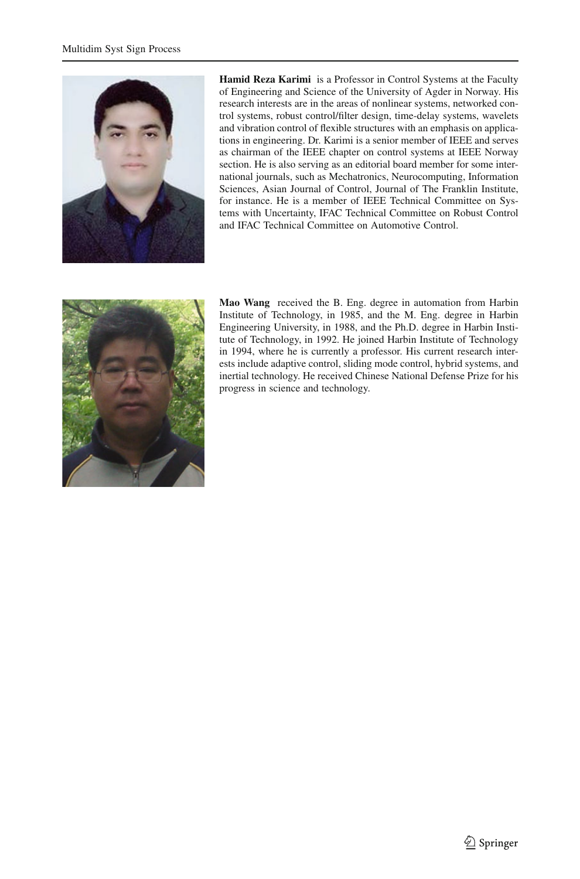**Hamid Reza Karimi** is a Professor in Control Systems at the Faculty of Engineering and Science of the University of Agder in Norway. His research interests are in the areas of nonlinear systems, networked control systems, robust control/filter design, time-delay systems, wavelets and vibration control of flexible structures with an emphasis on applications in engineering. Dr. Karimi is a senior member of IEEE and serves as chairman of the IEEE chapter on control systems at IEEE Norway section. He is also serving as an editorial board member for some international journals, such as Mechatronics, Neurocomputing, Information Sciences, Asian Journal of Control, Journal of The Franklin Institute, for instance. He is a member of IEEE Technical Committee on Systems with Uncertainty, IFAC Technical Committee on Robust Control and IFAC Technical Committee on Automotive Control.

**Mao Wang** received the B. Eng. degree in automation from Harbin Institute of Technology, in 1985, and the M. Eng. degree in Harbin Engineering University, in 1988, and the Ph.D. degree in Harbin Institute of Technology, in 1992. He joined Harbin Institute of Technology in 1994, where he is currently a professor. His current research interests include adaptive control, sliding mode control, hybrid systems, and inertial technology. He received Chinese National Defense Prize for his progress in science and technology.